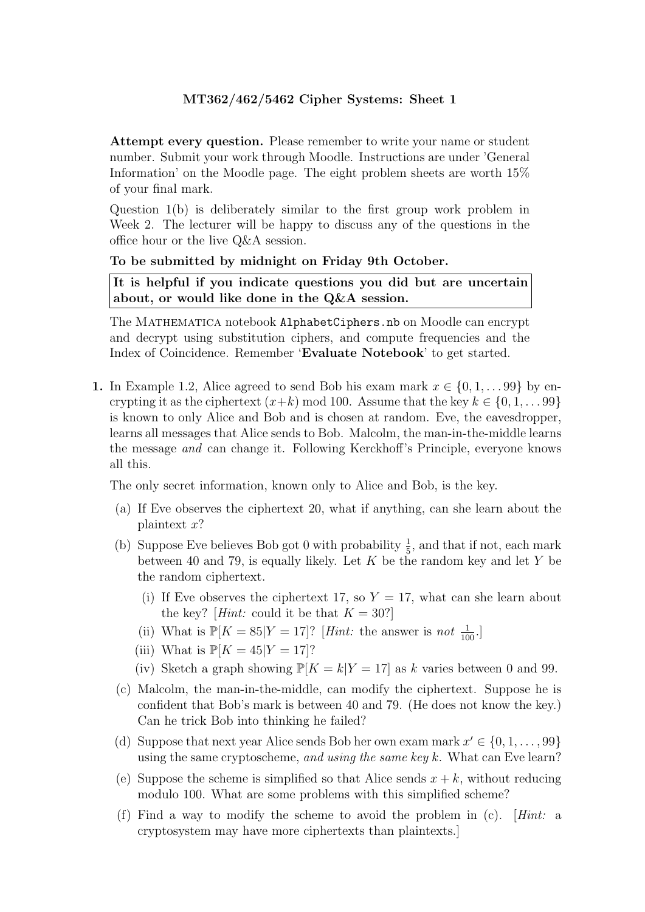# MT362/462/5462 Cipher Systems: Sheet 1

**Attempt every question.** Please remember to write your name or student number. Submit your work through Moodle. Instructions are under 'General Information' on the Moodle page. The eight problem sheets are worth 15% of your final mark.

Question 1(b) is deliberately similar to the first group work problem in Week 2. The lecturer will be happy to discuss any of the questions in the office hour or the live Q&A session.

**To be submitted by midnight on Friday 9th October.**

**It is helpful if you indicate questions you did but are uncertain about, or would like done in the Q&A session.**

The MATHEMATICA notebook `AlphabetCiphers.nb` on Moodle can encrypt and decrypt using substitution ciphers, and compute frequencies and the Index of Coincidence. Remember '**Evaluate Notebook**' to get started.

**1.** In Example 1.2, Alice agreed to send Bob his exam mark $x \in \{0, 1, \ldots 99\}$ by encrypting it as the ciphertext $(x+k) \bmod 100$. Assume that the key $k \in \{0, 1, \ldots 99\}$ is known to only Alice and Bob and is chosen at random. Eve, the eavesdropper, learns all messages that Alice sends to Bob. Malcolm, the man-in-the-middle learns the message *and* can change it. Following Kerckhoff's Principle, everyone knows all this.

The only secret information, known only to Alice and Bob, is the key.

(a) If Eve observes the ciphertext 20, what if anything, can she learn about the plaintext $x$?

(b) Suppose Eve believes Bob got 0 with probability $\frac{1}{5}$, and that if not, each mark between 40 and 79, is equally likely. Let $K$ be the random key and let $Y$ be the random ciphertext.

(i) If Eve observes the ciphertext 17, so $Y = 17$, what can she learn about the key? [*Hint:* could it be that $K = 30$?]

(ii) What is $\mathbb{P}[K = 85|Y = 17]$? [*Hint:* the answer is *not* $\frac{1}{100}$.]

(iii) What is $\mathbb{P}[K = 45|Y = 17]$?

(iv) Sketch a graph showing $\mathbb{P}[K = k|Y = 17]$ as $k$ varies between 0 and 99.

(c) Malcolm, the man-in-the-middle, can modify the ciphertext. Suppose he is confident that Bob's mark is between 40 and 79. (He does not know the key.) Can he trick Bob into thinking he failed?

(d) Suppose that next year Alice sends Bob her own exam mark $x' \in \{0, 1, \ldots, 99\}$ using the same cryptoscheme, *and using the same key* $k$. What can Eve learn?

(e) Suppose the scheme is simplified so that Alice sends $x + k$, without reducing modulo 100. What are some problems with this simplified scheme?

(f) Find a way to modify the scheme to avoid the problem in (c). [*Hint:* a cryptosystem may have more ciphertexts than plaintexts.]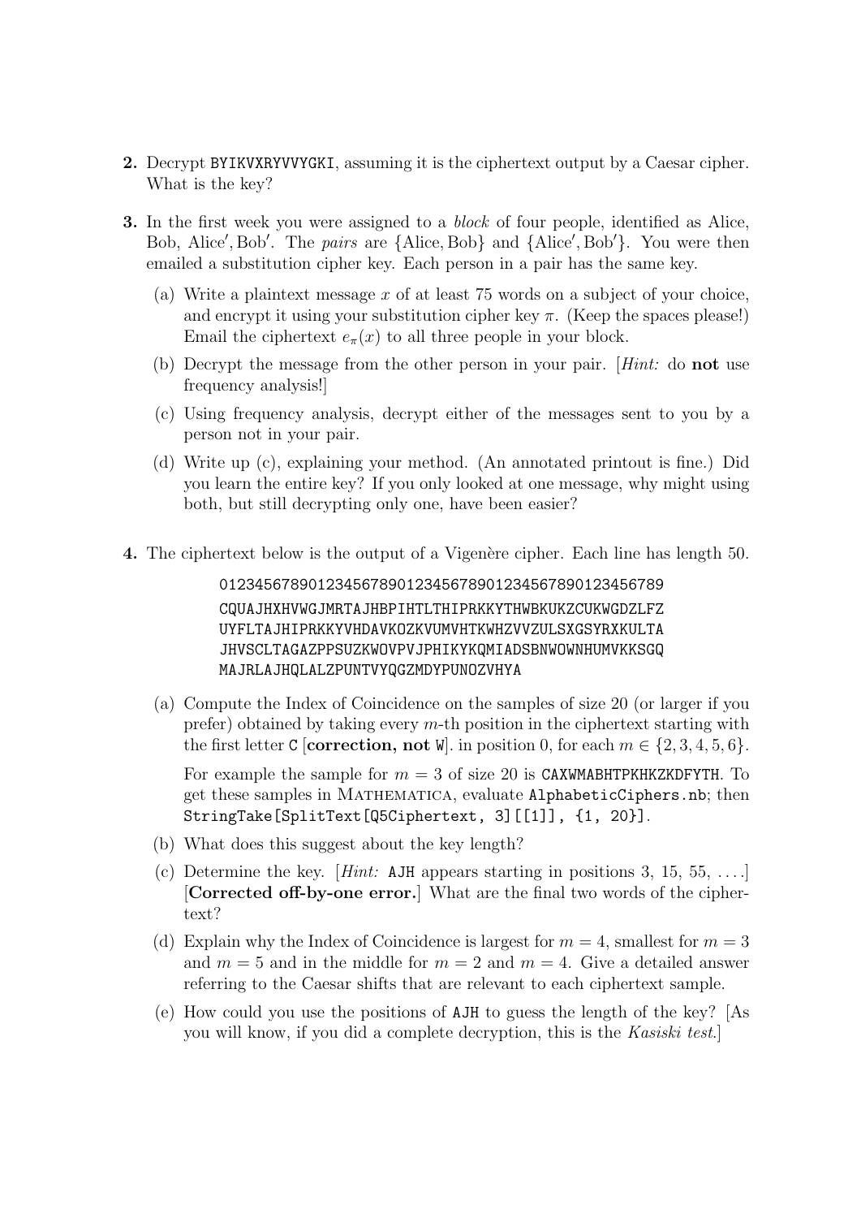**2.** Decrypt `BYIKVXRYVVYGKI`, assuming it is the ciphertext output by a Caesar cipher. What is the key?

**3.** In the first week you were assigned to a *block* of four people, identified as Alice, Bob, Alice′, Bob′. The *pairs* are {Alice, Bob} and {Alice′, Bob′}. You were then emailed a substitution cipher key. Each person in a pair has the same key.

(a) Write a plaintext message $x$ of at least 75 words on a subject of your choice, and encrypt it using your substitution cipher key $\pi$. (Keep the spaces please!) Email the ciphertext $e_\pi(x)$ to all three people in your block.

(b) Decrypt the message from the other person in your pair. [*Hint:* do **not** use frequency analysis!]

(c) Using frequency analysis, decrypt either of the messages sent to you by a person not in your pair.

(d) Write up (c), explaining your method. (An annotated printout is fine.) Did you learn the entire key? If you only looked at one message, why might using both, but still decrypting only one, have been easier?

**4.** The ciphertext below is the output of a Vigenère cipher. Each line has length 50.

```
01234567890123456789012345678901234567890123456789
CQUAJHXHVWGJMRTAJHBPIHTLTHIPRKKYTHWBKUKZCUKWGDZLFZ
UYFLTAJHIPRKKYVHDAVKOZKVUMVHTKWHZVVZULSXGSYRXKULTA
JHVSCLTAGAZPPSUZKWOVPVJPHIKYKQMIADSBNWOWNHUMVKKSGQ
MAJRLAJHQLALZPUNTVYQGZMDYPUNOZVHYA
```

(a) Compute the Index of Coincidence on the samples of size 20 (or larger if you prefer) obtained by taking every $m$-th position in the ciphertext starting with the first letter `C` [**correction, not** `W`]. in position 0, for each $m \in \{2, 3, 4, 5, 6\}$.

For example the sample for $m = 3$ of size 20 is `CAXWMABHTPKHKZKDFYTH`. To get these samples in Mathematica, evaluate `AlphabeticCiphers.nb`; then `StringTake[SplitText[Q5Ciphertext, 3][[1]], {1, 20}]`.

(b) What does this suggest about the key length?

(c) Determine the key. [*Hint:* `AJH` appears starting in positions 3, 15, 55, . . . .] [**Corrected off-by-one error.**] What are the final two words of the ciphertext?

(d) Explain why the Index of Coincidence is largest for $m = 4$, smallest for $m = 3$ and $m = 5$ and in the middle for $m = 2$ and $m = 4$. Give a detailed answer referring to the Caesar shifts that are relevant to each ciphertext sample.

(e) How could you use the positions of `AJH` to guess the length of the key? [As you will know, if you did a complete decryption, this is the *Kasiski test*.]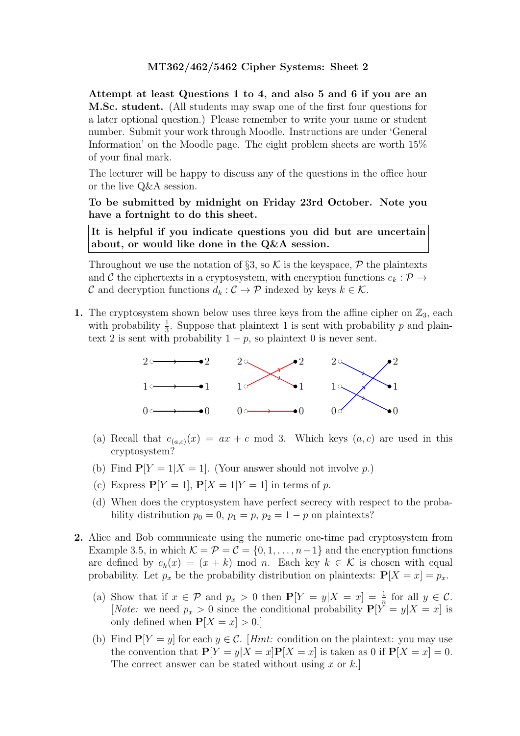**MT362/462/5462 Cipher Systems: Sheet 2**

**Attempt at least Questions 1 to 4, and also 5 and 6 if you are an M.Sc. student.** (All students may swap one of the first four questions for a later optional question.) Please remember to write your name or student number. Submit your work through Moodle. Instructions are under 'General Information' on the Moodle page. The eight problem sheets are worth 15% of your final mark.

The lecturer will be happy to discuss any of the questions in the office hour or the live Q&A session.

**To be submitted by midnight on Friday 23rd October. Note you have a fortnight to do this sheet.**

**It is helpful if you indicate questions you did but are uncertain about, or would like done in the Q&A session.**

Throughout we use the notation of §3, so $\mathcal{K}$ is the keyspace, $\mathcal{P}$ the plaintexts and $\mathcal{C}$ the ciphertexts in a cryptosystem, with encryption functions $e_k : \mathcal{P} \to \mathcal{C}$ and decryption functions $d_k : \mathcal{C} \to \mathcal{P}$ indexed by keys $k \in \mathcal{K}$.

**1.** The cryptosystem shown below uses three keys from the affine cipher on $\mathbb{Z}_3$, each with probability $\frac{1}{3}$. Suppose that plaintext 1 is sent with probability $p$ and plaintext 2 is sent with probability $1-p$, so plaintext 0 is never sent.

(a) Recall that $e_{(a,c)}(x) = ax + c \bmod 3$. Which keys $(a, c)$ are used in this cryptosystem?

(b) Find $\mathbf{P}[Y = 1 | X = 1]$. (Your answer should not involve $p$.)

(c) Express $\mathbf{P}[Y = 1]$, $\mathbf{P}[X = 1 | Y = 1]$ in terms of $p$.

(d) When does the cryptosystem have perfect secrecy with respect to the probability distribution $p_0 = 0$, $p_1 = p$, $p_2 = 1 - p$ on plaintexts?

**2.** Alice and Bob communicate using the numeric one-time pad cryptosystem from Example 3.5, in which $\mathcal{K} = \mathcal{P} = \mathcal{C} = \{0, 1, \ldots, n-1\}$ and the encryption functions are defined by $e_k(x) = (x + k) \bmod n$. Each key $k \in \mathcal{K}$ is chosen with equal probability. Let $p_x$ be the probability distribution on plaintexts: $\mathbf{P}[X = x] = p_x$.

(a) Show that if $x \in \mathcal{P}$ and $p_x > 0$ then $\mathbf{P}[Y = y | X = x] = \frac{1}{n}$ for all $y \in \mathcal{C}$. [*Note:* we need $p_x > 0$ since the conditional probability $\mathbf{P}[Y = y | X = x]$ is only defined when $\mathbf{P}[X = x] > 0$.]

(b) Find $\mathbf{P}[Y = y]$ for each $y \in \mathcal{C}$. [*Hint:* condition on the plaintext: you may use the convention that $\mathbf{P}[Y = y | X = x]\mathbf{P}[X = x]$ is taken as 0 if $\mathbf{P}[X = x] = 0$. The correct answer can be stated without using $x$ or $k$.]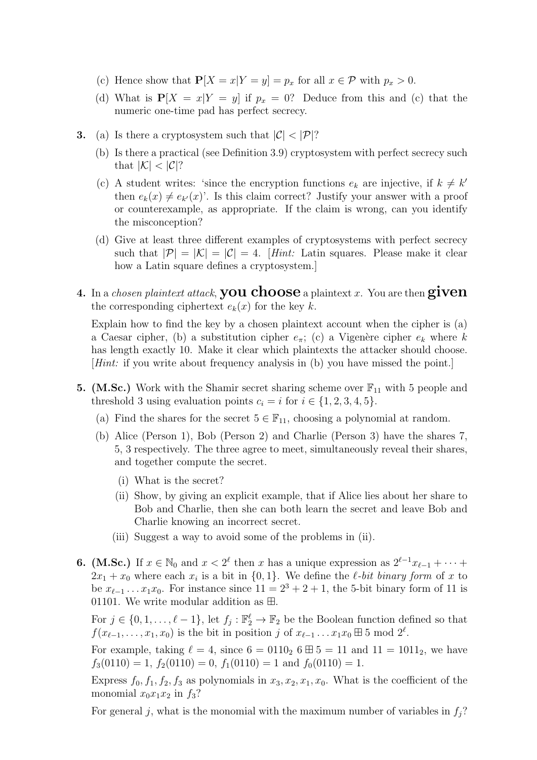(c) Hence show that $\mathbf{P}[X = x|Y = y] = p_x$ for all $x \in \mathcal{P}$ with $p_x > 0$.

(d) What is $\mathbf{P}[X = x|Y = y]$ if $p_x = 0$? Deduce from this and (c) that the numeric one-time pad has perfect secrecy.

**3.** (a) Is there a cryptosystem such that $|\mathcal{C}| < |\mathcal{P}|$?

(b) Is there a practical (see Definition 3.9) cryptosystem with perfect secrecy such that $|\mathcal{K}| < |\mathcal{C}|$?

(c) A student writes: 'since the encryption functions $e_k$ are injective, if $k \neq k'$ then $e_k(x) \neq e_{k'}(x)$'. Is this claim correct? Justify your answer with a proof or counterexample, as appropriate. If the claim is wrong, can you identify the misconception?

(d) Give at least three different examples of cryptosystems with perfect secrecy such that $|\mathcal{P}| = |\mathcal{K}| = |\mathcal{C}| = 4$. [*Hint:* Latin squares. Please make it clear how a Latin square defines a cryptosystem.]

**4.** In a *chosen plaintext attack*, **you choose** a plaintext $x$. You are then **given** the corresponding ciphertext $e_k(x)$ for the key $k$.

Explain how to find the key by a chosen plaintext account when the cipher is (a) a Caesar cipher, (b) a substitution cipher $e_\pi$; (c) a Vigenère cipher $e_k$ where $k$ has length exactly 10. Make it clear which plaintexts the attacker should choose. [*Hint:* if you write about frequency analysis in (b) you have missed the point.]

**5.** **(M.Sc.)** Work with the Shamir secret sharing scheme over $\mathbb{F}_{11}$ with 5 people and threshold 3 using evaluation points $c_i = i$ for $i \in \{1, 2, 3, 4, 5\}$.

(a) Find the shares for the secret $5 \in \mathbb{F}_{11}$, choosing a polynomial at random.

(b) Alice (Person 1), Bob (Person 2) and Charlie (Person 3) have the shares 7, 5, 3 respectively. The three agree to meet, simultaneously reveal their shares, and together compute the secret.

(i) What is the secret?

(ii) Show, by giving an explicit example, that if Alice lies about her share to Bob and Charlie, then she can both learn the secret and leave Bob and Charlie knowing an incorrect secret.

(iii) Suggest a way to avoid some of the problems in (ii).

**6.** **(M.Sc.)** If $x \in \mathbb{N}_0$ and $x < 2^\ell$ then $x$ has a unique expression as $2^{\ell-1}x_{\ell-1} + \cdots + 2x_1 + x_0$ where each $x_i$ is a bit in $\{0, 1\}$. We define the *$\ell$-bit binary form* of $x$ to be $x_{\ell-1} \ldots x_1 x_0$. For instance since $11 = 2^3 + 2 + 1$, the 5-bit binary form of 11 is 01101. We write modular addition as $\boxplus$.

For $j \in \{0, 1, \ldots, \ell - 1\}$, let $f_j : \mathbb{F}_2^\ell \to \mathbb{F}_2$ be the Boolean function defined so that $f(x_{\ell-1}, \ldots, x_1, x_0)$ is the bit in position $j$ of $x_{\ell-1} \ldots x_1 x_0 \boxplus 5 \bmod 2^\ell$.

For example, taking $\ell = 4$, since $6 = 0110_2$ $6 \boxplus 5 = 11$ and $11 = 1011_2$, we have $f_3(0110) = 1$, $f_2(0110) = 0$, $f_1(0110) = 1$ and $f_0(0110) = 1$.

Express $f_0, f_1, f_2, f_3$ as polynomials in $x_3, x_2, x_1, x_0$. What is the coefficient of the monomial $x_0 x_1 x_2$ in $f_3$?

For general $j$, what is the monomial with the maximum number of variables in $f_j$?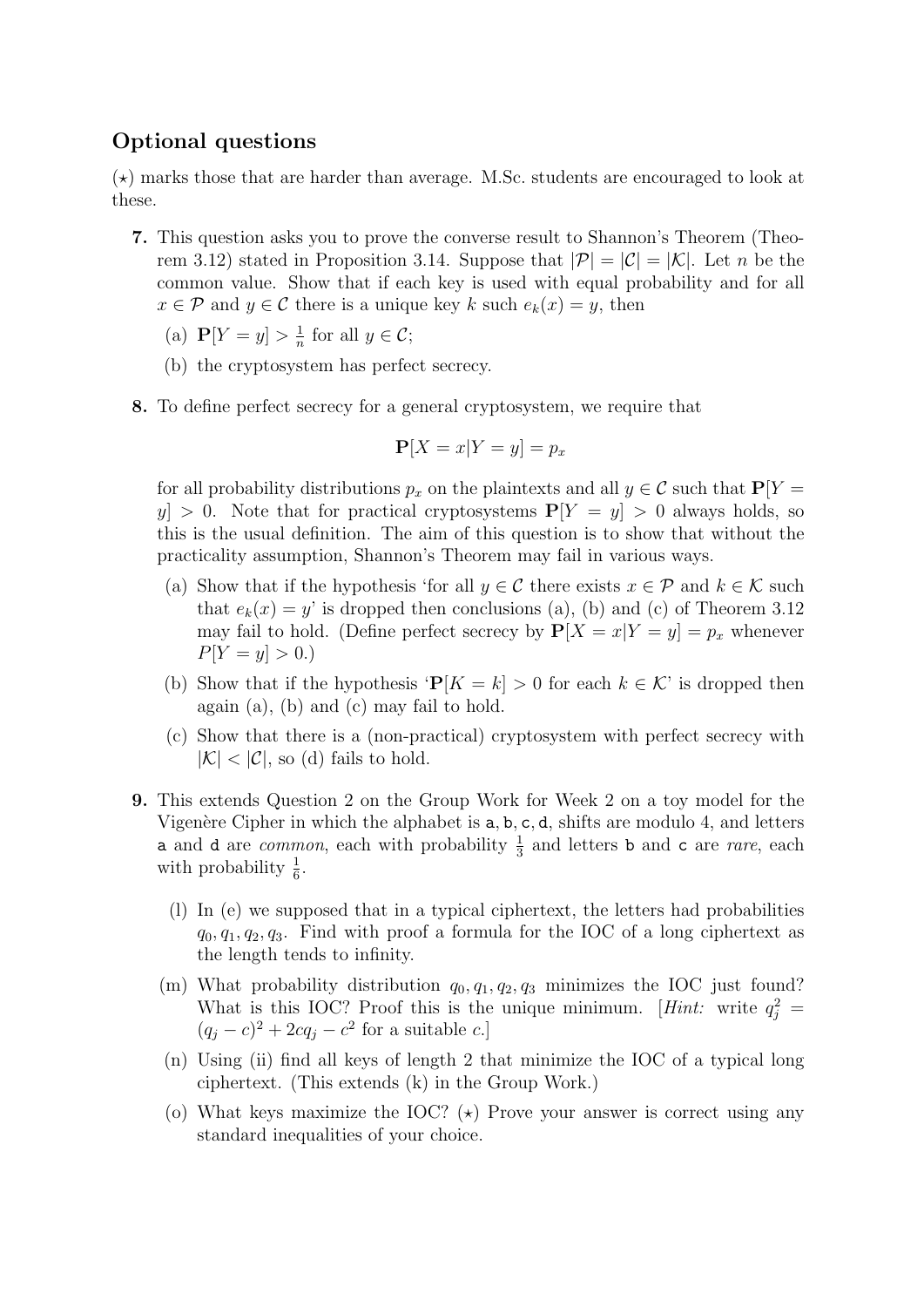## Optional questions

($\star$) marks those that are harder than average. M.Sc. students are encouraged to look at these.

**7.** This question asks you to prove the converse result to Shannon's Theorem (Theorem 3.12) stated in Proposition 3.14. Suppose that $|\mathcal{P}| = |\mathcal{C}| = |\mathcal{K}|$. Let $n$ be the common value. Show that if each key is used with equal probability and for all $x \in \mathcal{P}$ and $y \in \mathcal{C}$ there is a unique key $k$ such $e_k(x) = y$, then

(a) $\mathbf{P}[Y = y] > \frac{1}{n}$ for all $y \in \mathcal{C}$;

(b) the cryptosystem has perfect secrecy.

**8.** To define perfect secrecy for a general cryptosystem, we require that

$$\mathbf{P}[X = x | Y = y] = p_x$$

for all probability distributions $p_x$ on the plaintexts and all $y \in \mathcal{C}$ such that $\mathbf{P}[Y = y] > 0$. Note that for practical cryptosystems $\mathbf{P}[Y = y] > 0$ always holds, so this is the usual definition. The aim of this question is to show that without the practicality assumption, Shannon's Theorem may fail in various ways.

(a) Show that if the hypothesis 'for all $y \in \mathcal{C}$ there exists $x \in \mathcal{P}$ and $k \in \mathcal{K}$ such that $e_k(x) = y$' is dropped then conclusions (a), (b) and (c) of Theorem 3.12 may fail to hold. (Define perfect secrecy by $\mathbf{P}[X = x|Y = y] = p_x$ whenever $P[Y = y] > 0$.)

(b) Show that if the hypothesis '$\mathbf{P}[K = k] > 0$ for each $k \in \mathcal{K}$' is dropped then again (a), (b) and (c) may fail to hold.

(c) Show that there is a (non-practical) cryptosystem with perfect secrecy with $|\mathcal{K}| < |\mathcal{C}|$, so (d) fails to hold.

**9.** This extends Question 2 on the Group Work for Week 2 on a toy model for the Vigenère Cipher in which the alphabet is `a`, `b`, `c`, `d`, shifts are modulo 4, and letters `a` and `d` are *common*, each with probability $\frac{1}{3}$ and letters `b` and `c` are *rare*, each with probability $\frac{1}{6}$.

(l) In (e) we supposed that in a typical ciphertext, the letters had probabilities $q_0, q_1, q_2, q_3$. Find with proof a formula for the IOC of a long ciphertext as the length tends to infinity.

(m) What probability distribution $q_0, q_1, q_2, q_3$ minimizes the IOC just found? What is this IOC? Proof this is the unique minimum. [*Hint:* write $q_j^2 = (q_j - c)^2 + 2cq_j - c^2$ for a suitable $c$.]

(n) Using (ii) find all keys of length 2 that minimize the IOC of a typical long ciphertext. (This extends (k) in the Group Work.)

(o) What keys maximize the IOC? ($\star$) Prove your answer is correct using any standard inequalities of your choice.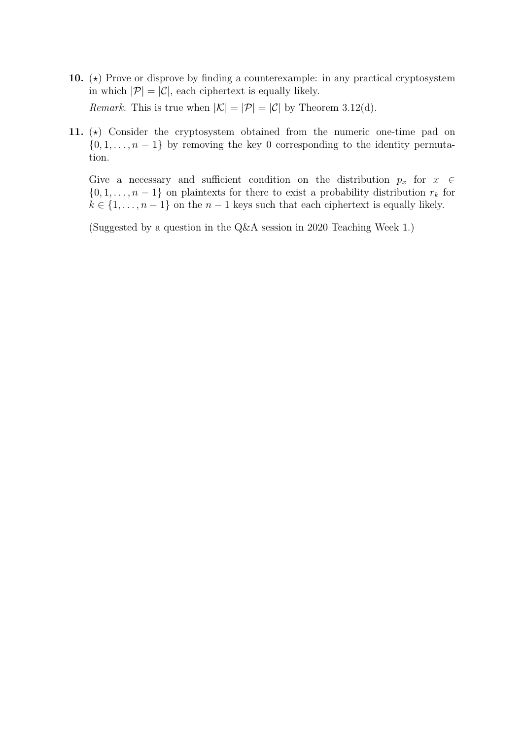**10.** ($\star$) Prove or disprove by finding a counterexample: in any practical cryptosystem in which $|\mathcal{P}| = |\mathcal{C}|$, each ciphertext is equally likely.

*Remark.* This is true when $|\mathcal{K}| = |\mathcal{P}| = |\mathcal{C}|$ by Theorem 3.12(d).

**11.** ($\star$) Consider the cryptosystem obtained from the numeric one-time pad on $\{0, 1, \ldots, n-1\}$ by removing the key 0 corresponding to the identity permutation.

Give a necessary and sufficient condition on the distribution $p_x$ for $x \in \{0, 1, \ldots, n-1\}$ on plaintexts for there to exist a probability distribution $r_k$ for $k \in \{1, \ldots, n-1\}$ on the $n-1$ keys such that each ciphertext is equally likely.

(Suggested by a question in the Q&A session in 2020 Teaching Week 1.)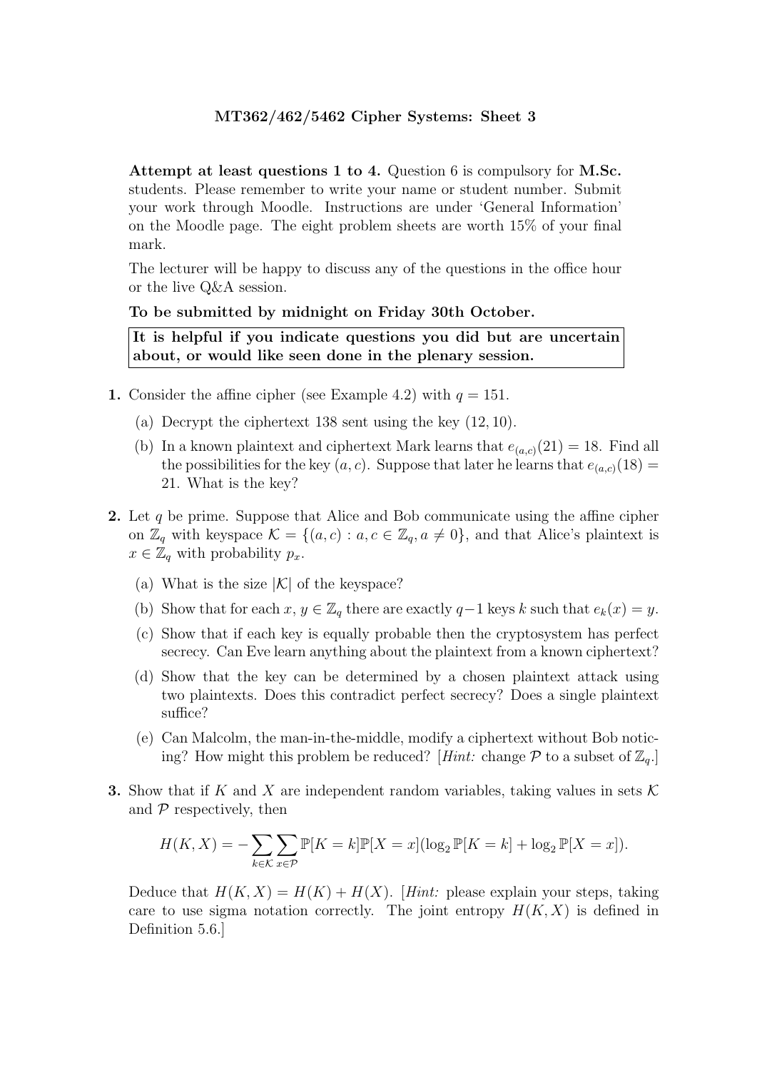**MT362/462/5462 Cipher Systems: Sheet 3**

**Attempt at least questions 1 to 4.** Question 6 is compulsory for **M.Sc.** students. Please remember to write your name or student number. Submit your work through Moodle. Instructions are under 'General Information' on the Moodle page. The eight problem sheets are worth 15% of your final mark.

The lecturer will be happy to discuss any of the questions in the office hour or the live Q&A session.

**To be submitted by midnight on Friday 30th October.**

**It is helpful if you indicate questions you did but are uncertain about, or would like seen done in the plenary session.**

**1.** Consider the affine cipher (see Example 4.2) with $q = 151$.

(a) Decrypt the ciphertext 138 sent using the key $(12, 10)$.

(b) In a known plaintext and ciphertext Mark learns that $e_{(a,c)}(21) = 18$. Find all the possibilities for the key $(a, c)$. Suppose that later he learns that $e_{(a,c)}(18) = 21$. What is the key?

**2.** Let $q$ be prime. Suppose that Alice and Bob communicate using the affine cipher on $\mathbb{Z}_q$ with keyspace $\mathcal{K} = \{(a, c) : a, c \in \mathbb{Z}_q, a \neq 0\}$, and that Alice's plaintext is $x \in \mathbb{Z}_q$ with probability $p_x$.

(a) What is the size $|\mathcal{K}|$ of the keyspace?

(b) Show that for each $x, y \in \mathbb{Z}_q$ there are exactly $q-1$ keys $k$ such that $e_k(x) = y$.

(c) Show that if each key is equally probable then the cryptosystem has perfect secrecy. Can Eve learn anything about the plaintext from a known ciphertext?

(d) Show that the key can be determined by a chosen plaintext attack using two plaintexts. Does this contradict perfect secrecy? Does a single plaintext suffice?

(e) Can Malcolm, the man-in-the-middle, modify a ciphertext without Bob noticing? How might this problem be reduced? [*Hint:* change $\mathcal{P}$ to a subset of $\mathbb{Z}_q$.]

**3.** Show that if $K$ and $X$ are independent random variables, taking values in sets $\mathcal{K}$ and $\mathcal{P}$ respectively, then

$$H(K, X) = -\sum_{k \in \mathcal{K}} \sum_{x \in \mathcal{P}} \mathbb{P}[K = k]\mathbb{P}[X = x](\log_2 \mathbb{P}[K = k] + \log_2 \mathbb{P}[X = x]).$$

Deduce that $H(K, X) = H(K) + H(X)$. [*Hint:* please explain your steps, taking care to use sigma notation correctly. The joint entropy $H(K, X)$ is defined in Definition 5.6.]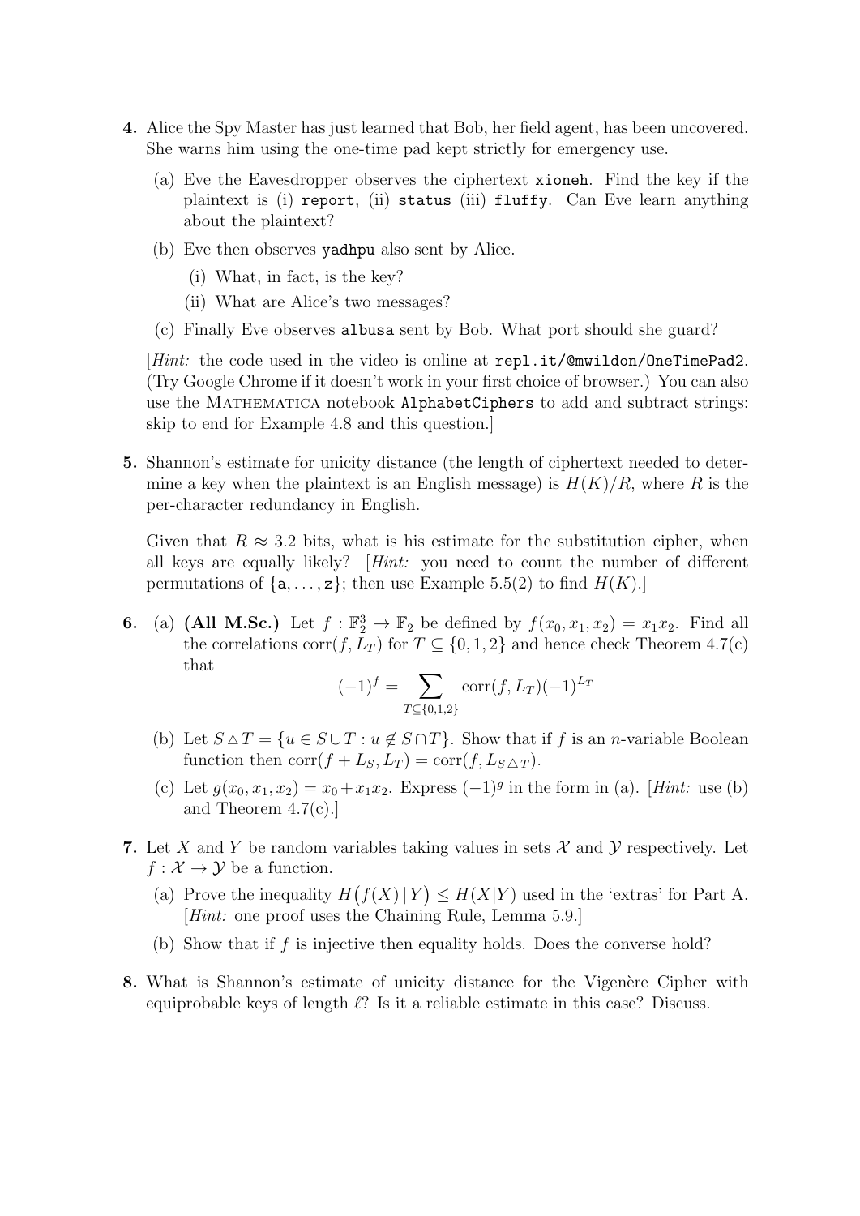**4.** Alice the Spy Master has just learned that Bob, her field agent, has been uncovered. She warns him using the one-time pad kept strictly for emergency use.

(a) Eve the Eavesdropper observes the ciphertext `xioneh`. Find the key if the plaintext is (i) `report`, (ii) `status` (iii) `fluffy`. Can Eve learn anything about the plaintext?

(b) Eve then observes `yadhpu` also sent by Alice.

(i) What, in fact, is the key?

(ii) What are Alice's two messages?

(c) Finally Eve observes `albusa` sent by Bob. What port should she guard?

[*Hint:* the code used in the video is online at `repl.it/@mwildon/OneTimePad2`. (Try Google Chrome if it doesn't work in your first choice of browser.) You can also use the MATHEMATICA notebook `AlphabetCiphers` to add and subtract strings: skip to end for Example 4.8 and this question.]

**5.** Shannon's estimate for unicity distance (the length of ciphertext needed to determine a key when the plaintext is an English message) is $H(K)/R$, where $R$ is the per-character redundancy in English.

Given that $R \approx 3.2$ bits, what is his estimate for the substitution cipher, when all keys are equally likely? [*Hint:* you need to count the number of different permutations of $\{\mathtt{a}, \ldots, \mathtt{z}\}$; then use Example 5.5(2) to find $H(K)$.]

**6.** (a) **(All M.Sc.)** Let $f : \mathbb{F}_2^3 \to \mathbb{F}_2$ be defined by $f(x_0, x_1, x_2) = x_1 x_2$. Find all the correlations $\mathrm{corr}(f, L_T)$ for $T \subseteq \{0, 1, 2\}$ and hence check Theorem 4.7(c) that

$$(-1)^f = \sum_{T \subseteq \{0,1,2\}} \mathrm{corr}(f, L_T)(-1)^{L_T}$$

(b) Let $S \triangle T = \{u \in S \cup T : u \notin S \cap T\}$. Show that if $f$ is an $n$-variable Boolean function then $\mathrm{corr}(f + L_S, L_T) = \mathrm{corr}(f, L_{S \triangle T})$.

(c) Let $g(x_0, x_1, x_2) = x_0 + x_1 x_2$. Express $(-1)^g$ in the form in (a). [*Hint:* use (b) and Theorem 4.7(c).]

**7.** Let $X$ and $Y$ be random variables taking values in sets $\mathcal{X}$ and $\mathcal{Y}$ respectively. Let $f : \mathcal{X} \to \mathcal{Y}$ be a function.

(a) Prove the inequality $H\big(f(X) \,|\, Y\big) \leq H(X|Y)$ used in the 'extras' for Part A. [*Hint:* one proof uses the Chaining Rule, Lemma 5.9.]

(b) Show that if $f$ is injective then equality holds. Does the converse hold?

**8.** What is Shannon's estimate of unicity distance for the Vigenère Cipher with equiprobable keys of length $\ell$? Is it a reliable estimate in this case? Discuss.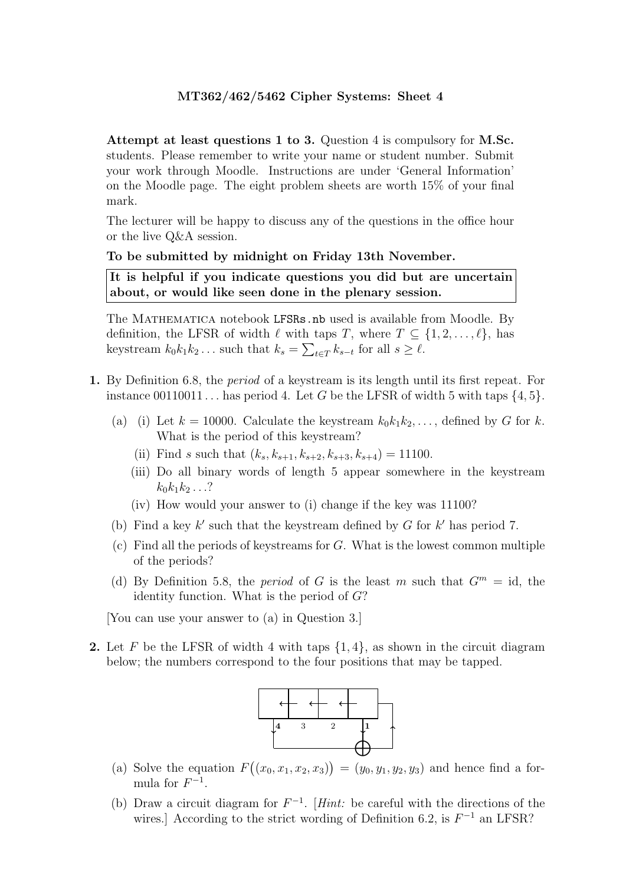**MT362/462/5462 Cipher Systems: Sheet 4**

**Attempt at least questions 1 to 3.** Question 4 is compulsory for **M.Sc.** students. Please remember to write your name or student number. Submit your work through Moodle. Instructions are under 'General Information' on the Moodle page. The eight problem sheets are worth 15% of your final mark.

The lecturer will be happy to discuss any of the questions in the office hour or the live Q&A session.

**To be submitted by midnight on Friday 13th November.**

**It is helpful if you indicate questions you did but are uncertain about, or would like seen done in the plenary session.**

The MATHEMATICA notebook `LFSRs.nb` used is available from Moodle. By definition, the LFSR of width $\ell$ with taps $T$, where $T \subseteq \{1, 2, \ldots, \ell\}$, has keystream $k_0k_1k_2\ldots$ such that $k_s = \sum_{t \in T} k_{s-t}$ for all $s \geq \ell$.

**1.** By Definition 6.8, the *period* of a keystream is its length until its first repeat. For instance 00110011... has period 4. Let $G$ be the LFSR of width 5 with taps $\{4, 5\}$.

(a) (i) Let $k = 10000$. Calculate the keystream $k_0k_1k_2, \ldots$, defined by $G$ for $k$. What is the period of this keystream?

(ii) Find $s$ such that $(k_s, k_{s+1}, k_{s+2}, k_{s+3}, k_{s+4}) = 11100$.

(iii) Do all binary words of length 5 appear somewhere in the keystream $k_0k_1k_2\ldots$?

(iv) How would your answer to (i) change if the key was 11100?

(b) Find a key $k'$ such that the keystream defined by $G$ for $k'$ has period 7.

(c) Find all the periods of keystreams for $G$. What is the lowest common multiple of the periods?

(d) By Definition 5.8, the *period* of $G$ is the least $m$ such that $G^m = \text{id}$, the identity function. What is the period of $G$?

[You can use your answer to (a) in Question 3.]

**2.** Let $F$ be the LFSR of width 4 with taps $\{1, 4\}$, as shown in the circuit diagram below; the numbers correspond to the four positions that may be tapped.

(a) Solve the equation $F\big((x_0, x_1, x_2, x_3)\big) = (y_0, y_1, y_2, y_3)$ and hence find a formula for $F^{-1}$.

(b) Draw a circuit diagram for $F^{-1}$. [*Hint:* be careful with the directions of the wires.] According to the strict wording of Definition 6.2, is $F^{-1}$ an LFSR?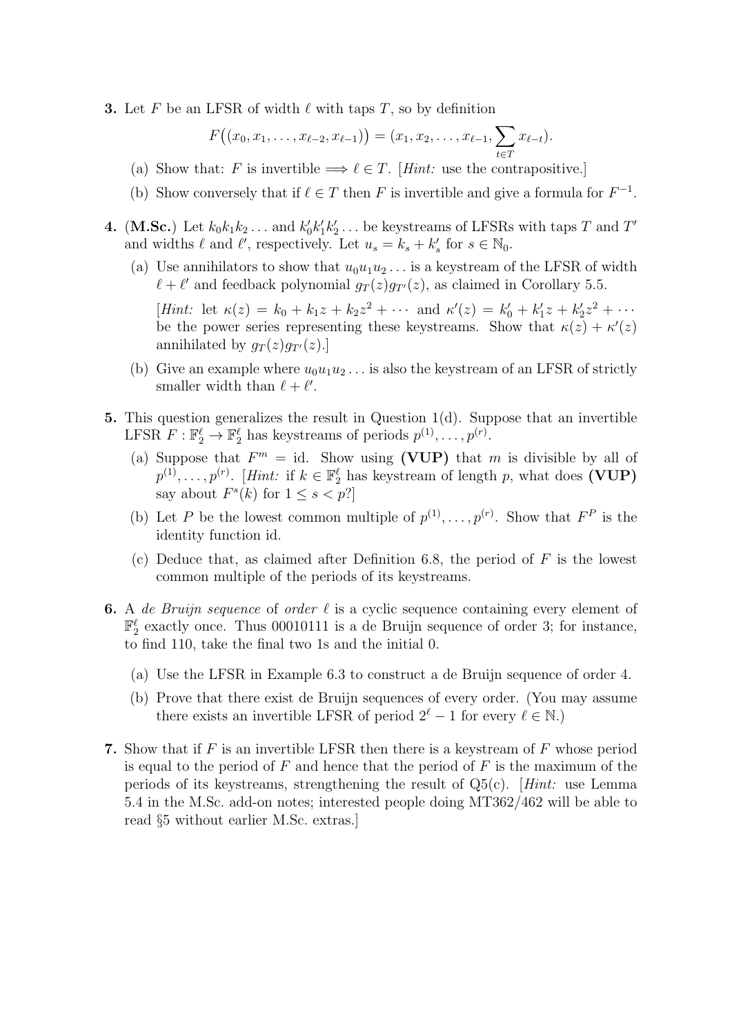**3.** Let $F$ be an LFSR of width $\ell$ with taps $T$, so by definition

$$F\big((x_0, x_1, \ldots, x_{\ell-2}, x_{\ell-1})\big) = (x_1, x_2, \ldots, x_{\ell-1}, \sum_{t \in T} x_{\ell-t}).$$

(a) Show that: $F$ is invertible $\implies \ell \in T$. [*Hint:* use the contrapositive.]

(b) Show conversely that if $\ell \in T$ then $F$ is invertible and give a formula for $F^{-1}$.

**4.** (**M.Sc.**) Let $k_0k_1k_2\ldots$ and $k'_0k'_1k'_2\ldots$ be keystreams of LFSRs with taps $T$ and $T'$ and widths $\ell$ and $\ell'$, respectively. Let $u_s = k_s + k'_s$ for $s \in \mathbb{N}_0$.

(a) Use annihilators to show that $u_0u_1u_2\ldots$ is a keystream of the LFSR of width $\ell + \ell'$ and feedback polynomial $g_T(z)g_{T'}(z)$, as claimed in Corollary 5.5.

[*Hint:* let $\kappa(z) = k_0 + k_1z + k_2z^2 + \cdots$ and $\kappa'(z) = k'_0 + k'_1z + k'_2z^2 + \cdots$ be the power series representing these keystreams. Show that $\kappa(z) + \kappa'(z)$ annihilated by $g_T(z)g_{T'}(z)$.]

(b) Give an example where $u_0u_1u_2\ldots$ is also the keystream of an LFSR of strictly smaller width than $\ell + \ell'$.

**5.** This question generalizes the result in Question 1(d). Suppose that an invertible LFSR $F : \mathbb{F}_2^\ell \to \mathbb{F}_2^\ell$ has keystreams of periods $p^{(1)}, \ldots, p^{(r)}$.

(a) Suppose that $F^m = \mathrm{id}$. Show using **(VUP)** that $m$ is divisible by all of $p^{(1)}, \ldots, p^{(r)}$. [*Hint:* if $k \in \mathbb{F}_2^\ell$ has keystream of length $p$, what does **(VUP)** say about $F^s(k)$ for $1 \leq s < p$?]

(b) Let $P$ be the lowest common multiple of $p^{(1)}, \ldots, p^{(r)}$. Show that $F^P$ is the identity function id.

(c) Deduce that, as claimed after Definition 6.8, the period of $F$ is the lowest common multiple of the periods of its keystreams.

**6.** A *de Bruijn sequence* of *order* $\ell$ is a cyclic sequence containing every element of $\mathbb{F}_2^\ell$ exactly once. Thus 00010111 is a de Bruijn sequence of order 3; for instance, to find 110, take the final two 1s and the initial 0.

(a) Use the LFSR in Example 6.3 to construct a de Bruijn sequence of order 4.

(b) Prove that there exist de Bruijn sequences of every order. (You may assume there exists an invertible LFSR of period $2^\ell - 1$ for every $\ell \in \mathbb{N}$.)

**7.** Show that if $F$ is an invertible LFSR then there is a keystream of $F$ whose period is equal to the period of $F$ and hence that the period of $F$ is the maximum of the periods of its keystreams, strengthening the result of Q5(c). [*Hint:* use Lemma 5.4 in the M.Sc. add-on notes; interested people doing MT362/462 will be able to read §5 without earlier M.Sc. extras.]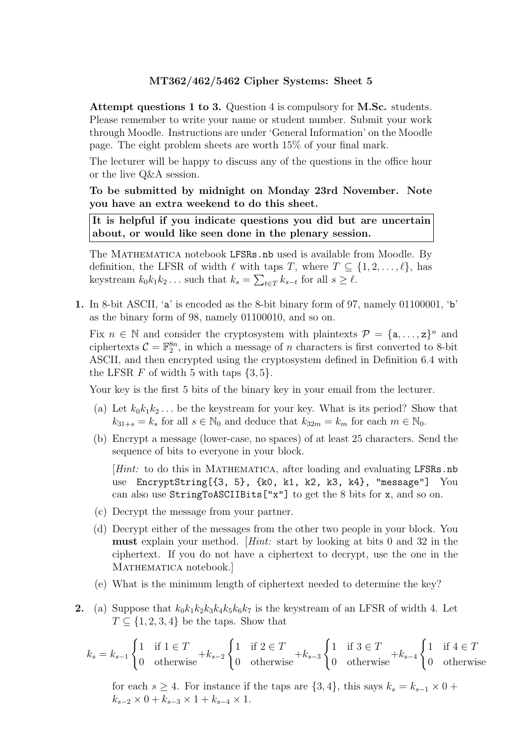**MT362/462/5462 Cipher Systems: Sheet 5**

**Attempt questions 1 to 3.** Question 4 is compulsory for **M.Sc.** students. Please remember to write your name or student number. Submit your work through Moodle. Instructions are under 'General Information' on the Moodle page. The eight problem sheets are worth 15% of your final mark.

The lecturer will be happy to discuss any of the questions in the office hour or the live Q&A session.

**To be submitted by midnight on Monday 23rd November. Note you have an extra weekend to do this sheet.**

**It is helpful if you indicate questions you did but are uncertain about, or would like seen done in the plenary session.**

The MATHEMATICA notebook `LFSRs.nb` used is available from Moodle. By definition, the LFSR of width $\ell$ with taps $T$, where $T \subseteq \{1, 2, \ldots, \ell\}$, has keystream $k_0k_1k_2\ldots$ such that $k_s = \sum_{t \in T} k_{s-t}$ for all $s \geq \ell$.

**1.** In 8-bit ASCII, 'a' is encoded as the 8-bit binary form of 97, namely 01100001, 'b' as the binary form of 98, namely 01100010, and so on.

Fix $n \in \mathbb{N}$ and consider the cryptosystem with plaintexts $\mathcal{P} = \{\texttt{a}, \ldots, \texttt{z}\}^n$ and ciphertexts $\mathcal{C} = \mathbb{F}_2^{8n}$, in which a message of $n$ characters is first converted to 8-bit ASCII, and then encrypted using the cryptosystem defined in Definition 6.4 with the LFSR $F$ of width 5 with taps $\{3, 5\}$.

Your key is the first 5 bits of the binary key in your email from the lecturer.

(a) Let $k_0k_1k_2\ldots$ be the keystream for your key. What is its period? Show that $k_{31+s} = k_s$ for all $s \in \mathbb{N}_0$ and deduce that $k_{32m} = k_m$ for each $m \in \mathbb{N}_0$.

(b) Encrypt a message (lower-case, no spaces) of at least 25 characters. Send the sequence of bits to everyone in your block.

[*Hint:* to do this in MATHEMATICA, after loading and evaluating `LFSRs.nb` use `EncryptString[{3, 5}, {k0, k1, k2, k3, k4}, "message"]` You can also use `StringToASCIIBits["x"]` to get the 8 bits for `x`, and so on.

(c) Decrypt the message from your partner.

(d) Decrypt either of the messages from the other two people in your block. You **must** explain your method. [*Hint:* start by looking at bits 0 and 32 in the ciphertext. If you do not have a ciphertext to decrypt, use the one in the MATHEMATICA notebook.]

(e) What is the minimum length of ciphertext needed to determine the key?

**2.** (a) Suppose that $k_0k_1k_2k_3k_4k_5k_6k_7$ is the keystream of an LFSR of width 4. Let $T \subseteq \{1, 2, 3, 4\}$ be the taps. Show that

$$k_s = k_{s-1}\begin{cases} 1 & \text{if } 1 \in T \\ 0 & \text{otherwise} \end{cases} + k_{s-2}\begin{cases} 1 & \text{if } 2 \in T \\ 0 & \text{otherwise} \end{cases} + k_{s-3}\begin{cases} 1 & \text{if } 3 \in T \\ 0 & \text{otherwise} \end{cases} + k_{s-4}\begin{cases} 1 & \text{if } 4 \in T \\ 0 & \text{otherwise} \end{cases}$$

for each $s \geq 4$. For instance if the taps are $\{3, 4\}$, this says $k_s = k_{s-1} \times 0 + k_{s-2} \times 0 + k_{s-3} \times 1 + k_{s-4} \times 1$.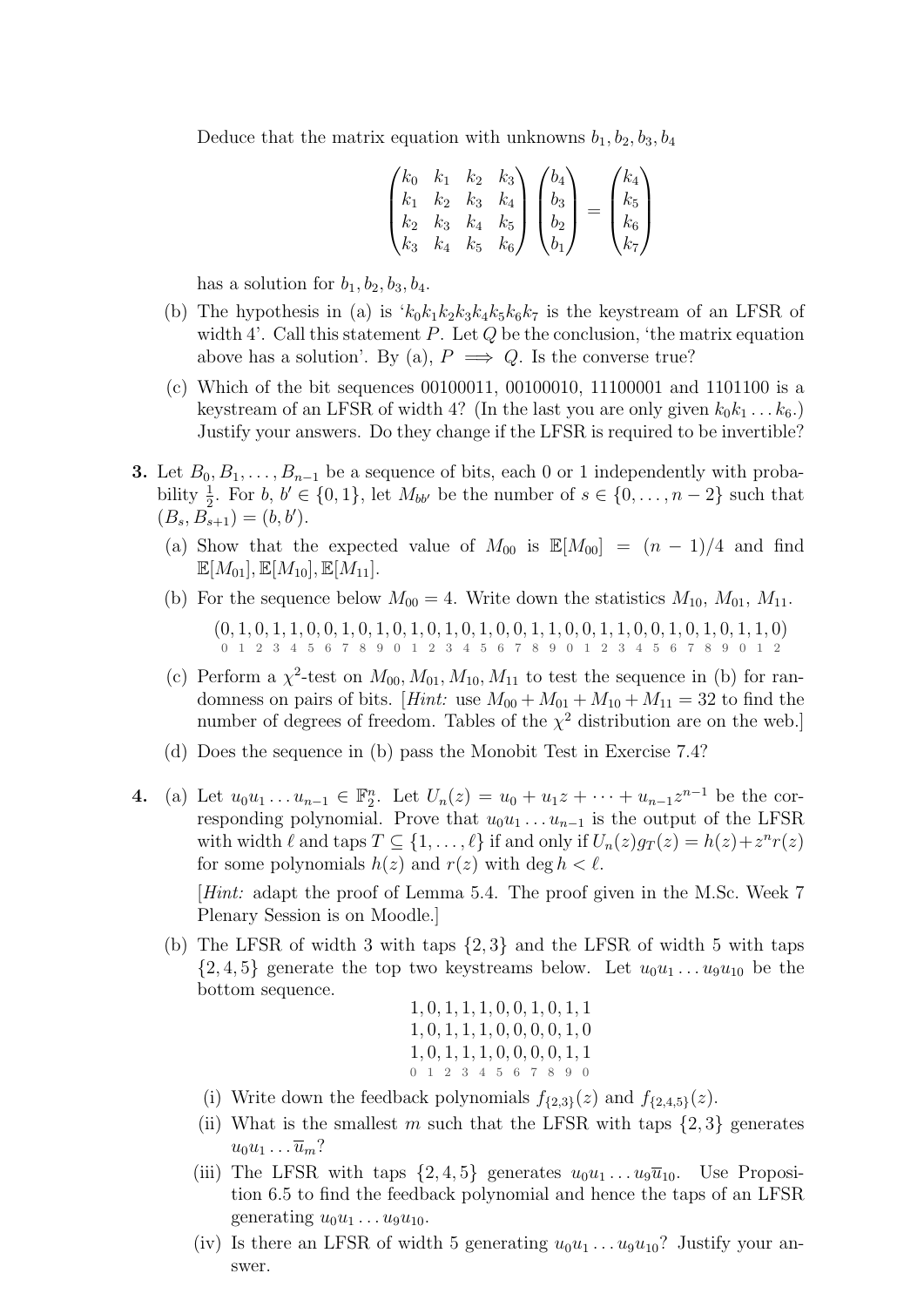Deduce that the matrix equation with unknowns $b_1, b_2, b_3, b_4$

$$\begin{pmatrix} k_0 & k_1 & k_2 & k_3 \\ k_1 & k_2 & k_3 & k_4 \\ k_2 & k_3 & k_4 & k_5 \\ k_3 & k_4 & k_5 & k_6 \end{pmatrix} \begin{pmatrix} b_4 \\ b_3 \\ b_2 \\ b_1 \end{pmatrix} = \begin{pmatrix} k_4 \\ k_5 \\ k_6 \\ k_7 \end{pmatrix}$$

has a solution for $b_1, b_2, b_3, b_4$.

(b) The hypothesis in (a) is '$k_0k_1k_2k_3k_4k_5k_6k_7$ is the keystream of an LFSR of width 4'. Call this statement $P$. Let $Q$ be the conclusion, 'the matrix equation above has a solution'. By (a), $P \implies Q$. Is the converse true?

(c) Which of the bit sequences 00100011, 00100010, 11100001 and 1101100 is a keystream of an LFSR of width 4? (In the last you are only given $k_0k_1 \ldots k_6$.) Justify your answers. Do they change if the LFSR is required to be invertible?

**3.** Let $B_0, B_1, \ldots, B_{n-1}$ be a sequence of bits, each 0 or 1 independently with probability $\frac{1}{2}$. For $b, b' \in \{0, 1\}$, let $M_{bb'}$ be the number of $s \in \{0, \ldots, n-2\}$ such that $(B_s, B_{s+1}) = (b, b')$.

(a) Show that the expected value of $M_{00}$ is $\mathbb{E}[M_{00}] = (n-1)/4$ and find $\mathbb{E}[M_{01}], \mathbb{E}[M_{10}], \mathbb{E}[M_{11}]$.

(b) For the sequence below $M_{00} = 4$. Write down the statistics $M_{10}$, $M_{01}$, $M_{11}$.

$$(0,1,0,1,1,0,0,1,0,1,0,1,0,1,0,1,0,0,1,1,0,0,1,1,0,0,1,0,1,0,1,1,0)$$
$$\scriptstyle 0\ 1\ 2\ 3\ 4\ 5\ 6\ 7\ 8\ 9\ 0\ 1\ 2\ 3\ 4\ 5\ 6\ 7\ 8\ 9\ 0\ 1\ 2\ 3\ 4\ 5\ 6\ 7\ 8\ 9\ 0\ 1\ 2$$

(c) Perform a $\chi^2$-test on $M_{00}, M_{01}, M_{10}, M_{11}$ to test the sequence in (b) for randomness on pairs of bits. [*Hint:* use $M_{00} + M_{01} + M_{10} + M_{11} = 32$ to find the number of degrees of freedom. Tables of the $\chi^2$ distribution are on the web.]

(d) Does the sequence in (b) pass the Monobit Test in Exercise 7.4?

**4.** (a) Let $u_0u_1 \ldots u_{n-1} \in \mathbb{F}_2^n$. Let $U_n(z) = u_0 + u_1z + \cdots + u_{n-1}z^{n-1}$ be the corresponding polynomial. Prove that $u_0u_1 \ldots u_{n-1}$ is the output of the LFSR with width $\ell$ and taps $T \subseteq \{1, \ldots, \ell\}$ if and only if $U_n(z)g_T(z) = h(z) + z^n r(z)$ for some polynomials $h(z)$ and $r(z)$ with $\deg h < \ell$.

[*Hint:* adapt the proof of Lemma 5.4. The proof given in the M.Sc. Week 7 Plenary Session is on Moodle.]

(b) The LFSR of width 3 with taps $\{2, 3\}$ and the LFSR of width 5 with taps $\{2, 4, 5\}$ generate the top two keystreams below. Let $u_0u_1 \ldots u_9u_{10}$ be the bottom sequence.

$$1,0,1,1,1,0,0,1,0,1,1$$
$$1,0,1,1,1,0,0,0,0,1,0$$
$$1,0,1,1,1,0,0,0,0,1,1$$
$$\scriptstyle 0\ 1\ 2\ 3\ 4\ 5\ 6\ 7\ 8\ 9\ 0$$

(i) Write down the feedback polynomials $f_{\{2,3\}}(z)$ and $f_{\{2,4,5\}}(z)$.

(ii) What is the smallest $m$ such that the LFSR with taps $\{2, 3\}$ generates $u_0u_1 \ldots \overline{u}_m$?

(iii) The LFSR with taps $\{2, 4, 5\}$ generates $u_0u_1 \ldots u_9\overline{u}_{10}$. Use Proposition 6.5 to find the feedback polynomial and hence the taps of an LFSR generating $u_0u_1 \ldots u_9u_{10}$.

(iv) Is there an LFSR of width 5 generating $u_0u_1 \ldots u_9u_{10}$? Justify your answer.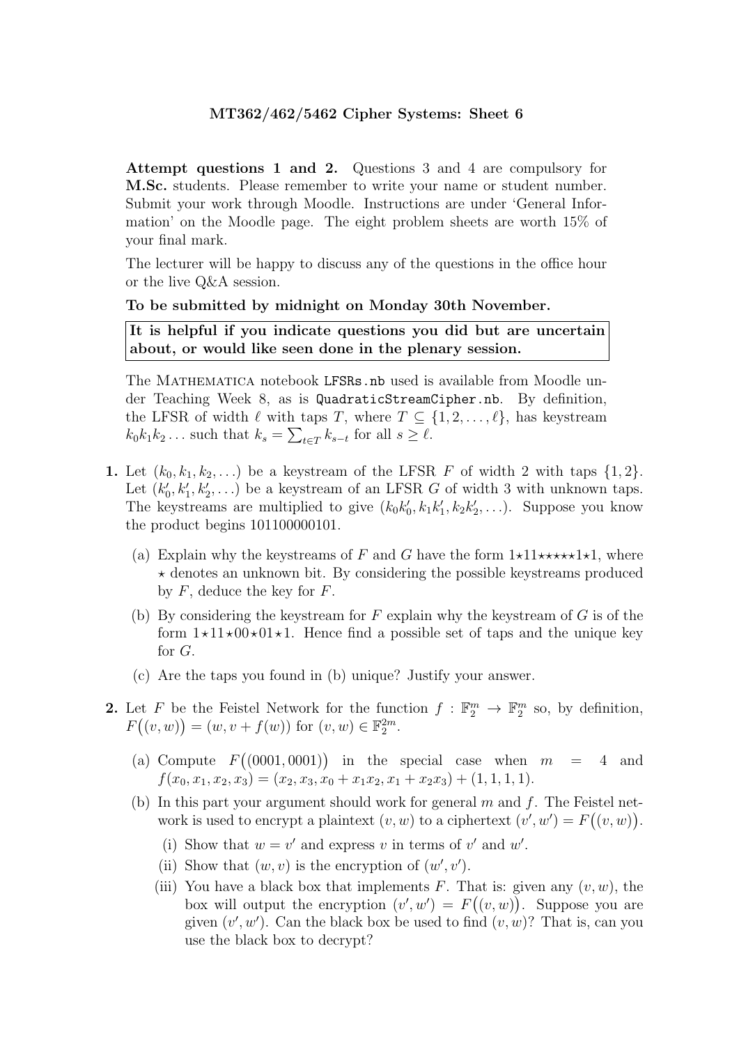**MT362/462/5462 Cipher Systems: Sheet 6**

**Attempt questions 1 and 2.** Questions 3 and 4 are compulsory for **M.Sc.** students. Please remember to write your name or student number. Submit your work through Moodle. Instructions are under 'General Information' on the Moodle page. The eight problem sheets are worth 15% of your final mark.

The lecturer will be happy to discuss any of the questions in the office hour or the live Q&A session.

**To be submitted by midnight on Monday 30th November.**

**It is helpful if you indicate questions you did but are uncertain about, or would like seen done in the plenary session.**

The Mathematica notebook `LFSRs.nb` used is available from Moodle under Teaching Week 8, as is `QuadraticStreamCipher.nb`. By definition, the LFSR of width $\ell$ with taps $T$, where $T \subseteq \{1, 2, \ldots, \ell\}$, has keystream $k_0 k_1 k_2 \ldots$ such that $k_s = \sum_{t \in T} k_{s-t}$ for all $s \geq \ell$.

**1.** Let $(k_0, k_1, k_2, \ldots)$ be a keystream of the LFSR $F$ of width 2 with taps $\{1, 2\}$. Let $(k'_0, k'_1, k'_2, \ldots)$ be a keystream of an LFSR $G$ of width 3 with unknown taps. The keystreams are multiplied to give $(k_0 k'_0, k_1 k'_1, k_2 k'_2, \ldots)$. Suppose you know the product begins 101100000101.

(a) Explain why the keystreams of $F$ and $G$ have the form $1{\star}11{\star}{\star}{\star}{\star}{\star}1{\star}1$, where $\star$ denotes an unknown bit. By considering the possible keystreams produced by $F$, deduce the key for $F$.

(b) By considering the keystream for $F$ explain why the keystream of $G$ is of the form $1{\star}11{\star}00{\star}01{\star}1$. Hence find a possible set of taps and the unique key for $G$.

(c) Are the taps you found in (b) unique? Justify your answer.

**2.** Let $F$ be the Feistel Network for the function $f : \mathbb{F}_2^m \to \mathbb{F}_2^m$ so, by definition, $F\big((v, w)\big) = (w, v + f(w))$ for $(v, w) \in \mathbb{F}_2^{2m}$.

(a) Compute $F\big((0001, 0001)\big)$ in the special case when $m = 4$ and $f(x_0, x_1, x_2, x_3) = (x_2, x_3, x_0 + x_1 x_2, x_1 + x_2 x_3) + (1, 1, 1, 1)$.

(b) In this part your argument should work for general $m$ and $f$. The Feistel network is used to encrypt a plaintext $(v, w)$ to a ciphertext $(v', w') = F\big((v, w)\big)$.

(i) Show that $w = v'$ and express $v$ in terms of $v'$ and $w'$.

(ii) Show that $(w, v)$ is the encryption of $(w', v')$.

(iii) You have a black box that implements $F$. That is: given any $(v, w)$, the box will output the encryption $(v', w') = F\big((v, w)\big)$. Suppose you are given $(v', w')$. Can the black box be used to find $(v, w)$? That is, can you use the black box to decrypt?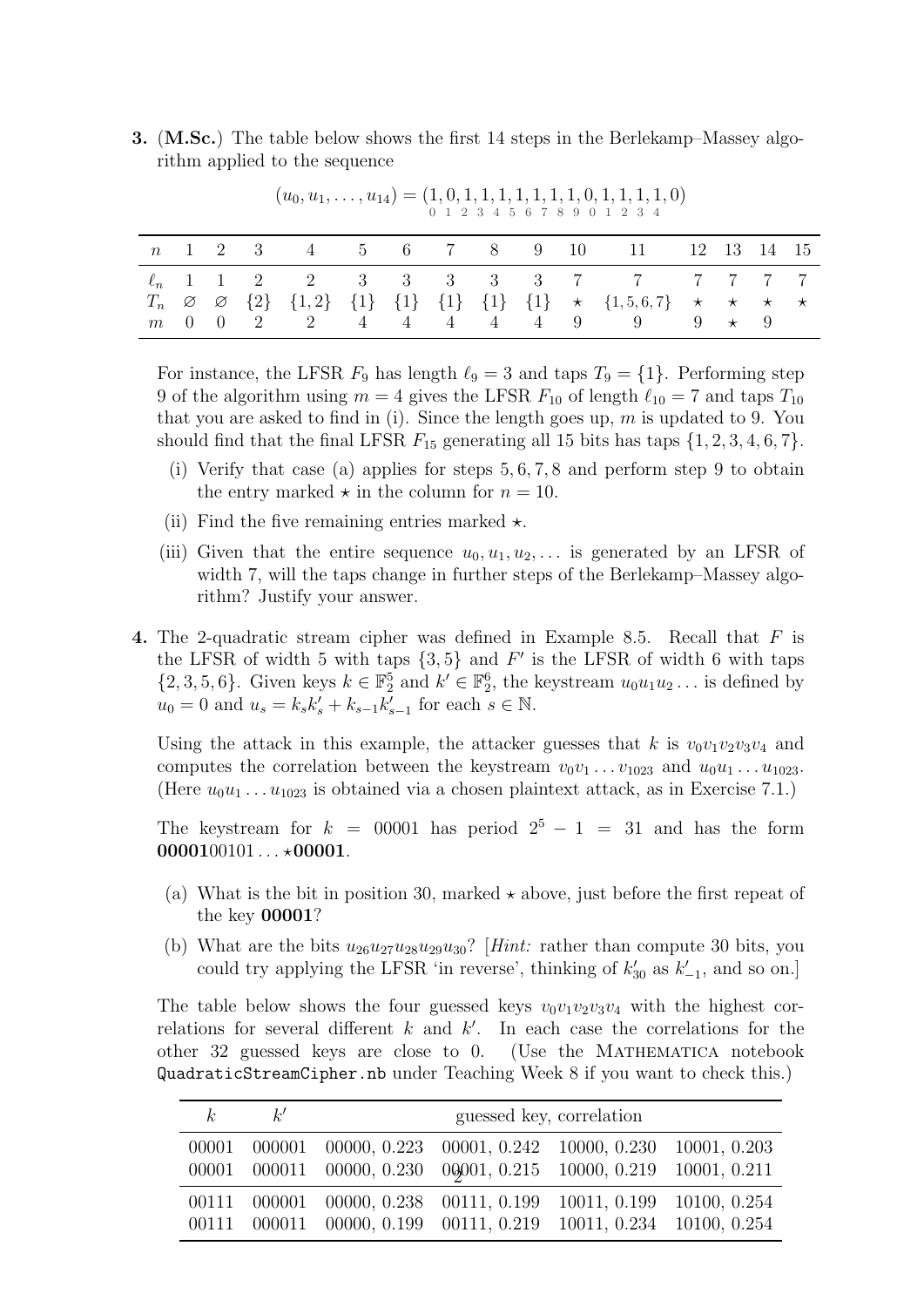**3.** (**M.Sc.**) The table below shows the first 14 steps in the Berlekamp–Massey algorithm applied to the sequence

$$(u_0, u_1, \ldots, u_{14}) = (\underset{0}{1}, \underset{1}{0}, \underset{2}{1}, \underset{3}{1}, \underset{4}{1}, \underset{5}{1}, \underset{6}{1}, \underset{7}{1}, \underset{8}{1}, \underset{9}{0}, \underset{0}{1}, \underset{1}{1}, \underset{2}{1}, \underset{3}{1}, \underset{4}{0})$$

| $n$ | 1 | 2 | 3 | 4 | 5 | 6 | 7 | 8 | 9 | 10 | 11 | 12 | 13 | 14 | 15 |
|---|---|---|---|---|---|---|---|---|---|---|---|---|---|---|---|
| $\ell_n$ | 1 | 1 | 2 | 2 | 3 | 3 | 3 | 3 | 3 | 7 | 7 | 7 | 7 | 7 | 7 |
| $T_n$ | $\varnothing$ | $\varnothing$ | $\{2\}$ | $\{1,2\}$ | $\{1\}$ | $\{1\}$ | $\{1\}$ | $\{1\}$ | $\{1\}$ | $\star$ | $\{1,5,6,7\}$ | $\star$ | $\star$ | $\star$ | $\star$ |
| $m$ | 0 | 0 | 2 | 2 | 4 | 4 | 4 | 4 | 4 | 9 | 9 | 9 | $\star$ | 9 | |

For instance, the LFSR $F_9$ has length $\ell_9 = 3$ and taps $T_9 = \{1\}$. Performing step 9 of the algorithm using $m = 4$ gives the LFSR $F_{10}$ of length $\ell_{10} = 7$ and taps $T_{10}$ that you are asked to find in (i). Since the length goes up, $m$ is updated to 9. You should find that the final LFSR $F_{15}$ generating all 15 bits has taps $\{1, 2, 3, 4, 6, 7\}$.

(i) Verify that case (a) applies for steps 5, 6, 7, 8 and perform step 9 to obtain the entry marked $\star$ in the column for $n = 10$.

(ii) Find the five remaining entries marked $\star$.

(iii) Given that the entire sequence $u_0, u_1, u_2, \ldots$ is generated by an LFSR of width 7, will the taps change in further steps of the Berlekamp–Massey algorithm? Justify your answer.

**4.** The 2-quadratic stream cipher was defined in Example 8.5. Recall that $F$ is the LFSR of width 5 with taps $\{3, 5\}$ and $F'$ is the LFSR of width 6 with taps $\{2, 3, 5, 6\}$. Given keys $k \in \mathbb{F}_2^5$ and $k' \in \mathbb{F}_2^6$, the keystream $u_0u_1u_2\ldots$ is defined by $u_0 = 0$ and $u_s = k_sk'_s + k_{s-1}k'_{s-1}$ for each $s \in \mathbb{N}$.

Using the attack in this example, the attacker guesses that $k$ is $v_0v_1v_2v_3v_4$ and computes the correlation between the keystream $v_0v_1 \ldots v_{1023}$ and $u_0u_1 \ldots u_{1023}$. (Here $u_0u_1 \ldots u_{1023}$ is obtained via a chosen plaintext attack, as in Exercise 7.1.)

The keystream for $k = 00001$ has period $2^5 - 1 = 31$ and has the form **00001**00101 ... $\star$**00001**.

(a) What is the bit in position 30, marked $\star$ above, just before the first repeat of the key **00001**?

(b) What are the bits $u_{26}u_{27}u_{28}u_{29}u_{30}$? [*Hint:* rather than compute 30 bits, you could try applying the LFSR 'in reverse', thinking of $k'_{30}$ as $k'_{-1}$, and so on.]

The table below shows the four guessed keys $v_0v_1v_2v_3v_4$ with the highest correlations for several different $k$ and $k'$. In each case the correlations for the other 32 guessed keys are close to 0. (Use the MATHEMATICA notebook `QuadraticStreamCipher.nb` under Teaching Week 8 if you want to check this.)

| $k$ | $k'$ | guessed key, correlation | | | |
|---|---|---|---|---|---|
| 00001 | 000001 | 00000, 0.223 | 00001, 0.242 | 10000, 0.230 | 10001, 0.203 |
| 00001 | 000011 | 00000, 0.230 | 00001, 0.215 | 10000, 0.219 | 10001, 0.211 |
| 00111 | 000001 | 00000, 0.238 | 00111, 0.199 | 10011, 0.199 | 10100, 0.254 |
| 00111 | 000011 | 00000, 0.199 | 00111, 0.219 | 10011, 0.234 | 10100, 0.254 |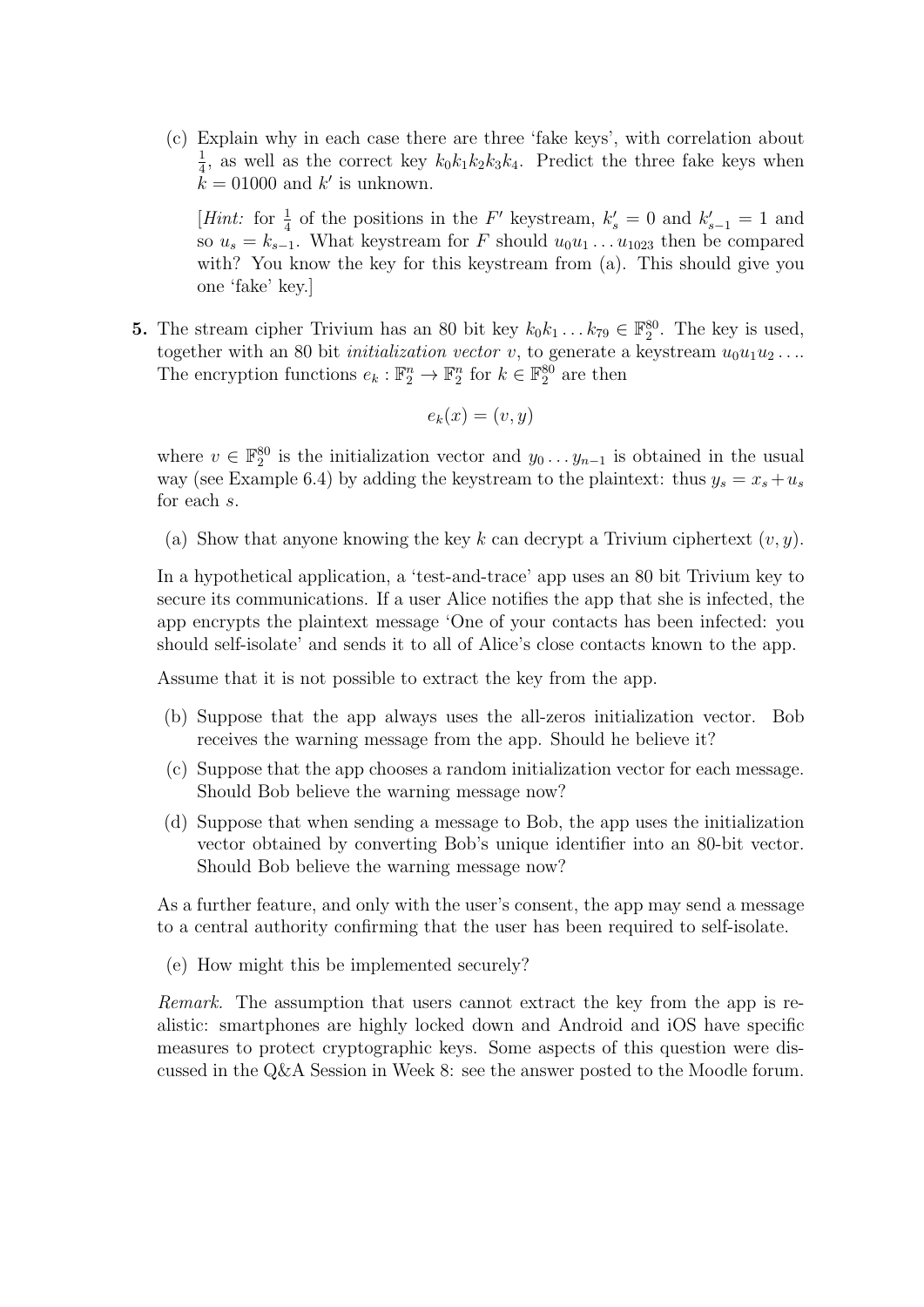(c) Explain why in each case there are three 'fake keys', with correlation about $\frac{1}{4}$, as well as the correct key $k_0k_1k_2k_3k_4$. Predict the three fake keys when $k = 01000$ and $k'$ is unknown.

[*Hint:* for $\frac{1}{4}$ of the positions in the $F'$ keystream, $k'_s = 0$ and $k'_{s-1} = 1$ and so $u_s = k_{s-1}$. What keystream for $F$ should $u_0u_1 \ldots u_{1023}$ then be compared with? You know the key for this keystream from (a). This should give you one 'fake' key.]

**5.** The stream cipher Trivium has an 80 bit key $k_0k_1 \ldots k_{79} \in \mathbb{F}_2^{80}$. The key is used, together with an 80 bit *initialization vector* $v$, to generate a keystream $u_0u_1u_2 \ldots$. The encryption functions $e_k : \mathbb{F}_2^n \to \mathbb{F}_2^n$ for $k \in \mathbb{F}_2^{80}$ are then

$$e_k(x) = (v, y)$$

where $v \in \mathbb{F}_2^{80}$ is the initialization vector and $y_0 \ldots y_{n-1}$ is obtained in the usual way (see Example 6.4) by adding the keystream to the plaintext: thus $y_s = x_s + u_s$ for each $s$.

(a) Show that anyone knowing the key $k$ can decrypt a Trivium ciphertext $(v, y)$.

In a hypothetical application, a 'test-and-trace' app uses an 80 bit Trivium key to secure its communications. If a user Alice notifies the app that she is infected, the app encrypts the plaintext message 'One of your contacts has been infected: you should self-isolate' and sends it to all of Alice's close contacts known to the app.

Assume that it is not possible to extract the key from the app.

(b) Suppose that the app always uses the all-zeros initialization vector. Bob receives the warning message from the app. Should he believe it?

(c) Suppose that the app chooses a random initialization vector for each message. Should Bob believe the warning message now?

(d) Suppose that when sending a message to Bob, the app uses the initialization vector obtained by converting Bob's unique identifier into an 80-bit vector. Should Bob believe the warning message now?

As a further feature, and only with the user's consent, the app may send a message to a central authority confirming that the user has been required to self-isolate.

(e) How might this be implemented securely?

*Remark.* The assumption that users cannot extract the key from the app is realistic: smartphones are highly locked down and Android and iOS have specific measures to protect cryptographic keys. Some aspects of this question were discussed in the Q&A Session in Week 8: see the answer posted to the Moodle forum.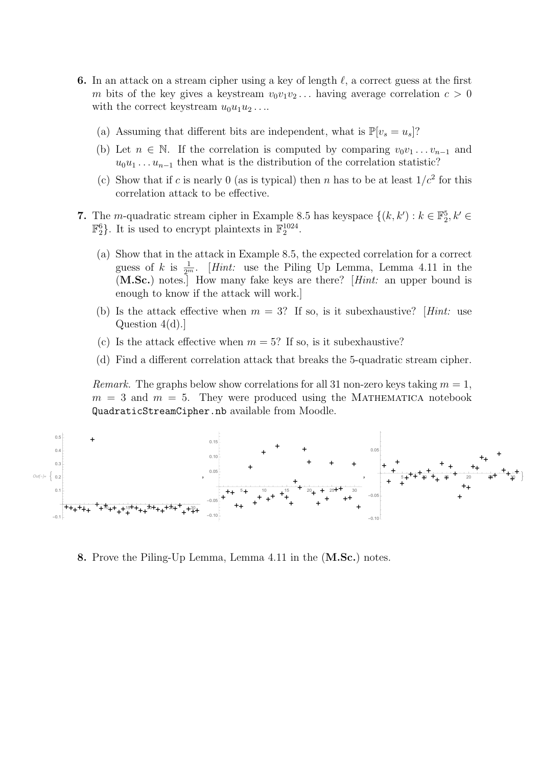**6.** In an attack on a stream cipher using a key of length $\ell$, a correct guess at the first $m$ bits of the key gives a keystream $v_0v_1v_2\ldots$ having average correlation $c > 0$ with the correct keystream $u_0u_1u_2\ldots$.

(a) Assuming that different bits are independent, what is $\mathbb{P}[v_s = u_s]$?

(b) Let $n \in \mathbb{N}$. If the correlation is computed by comparing $v_0v_1\ldots v_{n-1}$ and $u_0u_1\ldots u_{n-1}$ then what is the distribution of the correlation statistic?

(c) Show that if $c$ is nearly 0 (as is typical) then $n$ has to be at least $1/c^2$ for this correlation attack to be effective.

**7.** The $m$-quadratic stream cipher in Example 8.5 has keyspace $\{(k, k') : k \in \mathbb{F}_2^5, k' \in \mathbb{F}_2^6\}$. It is used to encrypt plaintexts in $\mathbb{F}_2^{1024}$.

(a) Show that in the attack in Example 8.5, the expected correlation for a correct guess of $k$ is $\frac{1}{2^m}$. [*Hint:* use the Piling Up Lemma, Lemma 4.11 in the (**M.Sc.**) notes.] How many fake keys are there? [*Hint:* an upper bound is enough to know if the attack will work.]

(b) Is the attack effective when $m = 3$? If so, is it subexhaustive? [*Hint:* use Question 4(d).]

(c) Is the attack effective when $m = 5$? If so, is it subexhaustive?

(d) Find a different correlation attack that breaks the 5-quadratic stream cipher.

*Remark.* The graphs below show correlations for all 31 non-zero keys taking $m = 1$, $m = 3$ and $m = 5$. They were produced using the Mathematica notebook `QuadraticStreamCipher.nb` available from Moodle.

**8.** Prove the Piling-Up Lemma, Lemma 4.11 in the (**M.Sc.**) notes.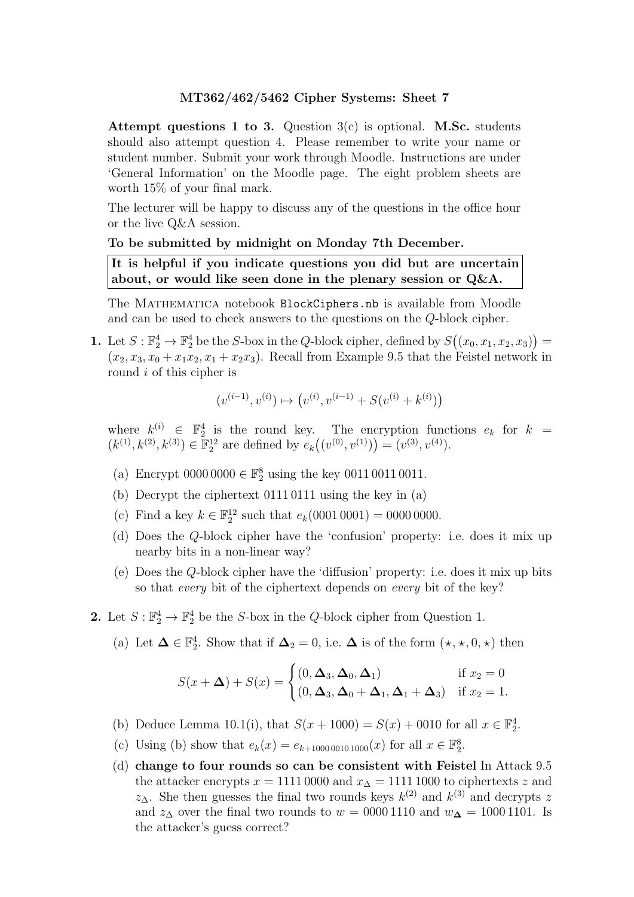**MT362/462/5462 Cipher Systems: Sheet 7**

**Attempt questions 1 to 3.** Question 3(c) is optional. **M.Sc.** students should also attempt question 4. Please remember to write your name or student number. Submit your work through Moodle. Instructions are under 'General Information' on the Moodle page. The eight problem sheets are worth 15% of your final mark.

The lecturer will be happy to discuss any of the questions in the office hour or the live Q&A session.

**To be submitted by midnight on Monday 7th December.**

**It is helpful if you indicate questions you did but are uncertain about, or would like seen done in the plenary session or Q&A.**

The MATHEMATICA notebook `BlockCiphers.nb` is available from Moodle and can be used to check answers to the questions on the $Q$-block cipher.

**1.** Let $S : \mathbb{F}_2^4 \to \mathbb{F}_2^4$ be the $S$-box in the $Q$-block cipher, defined by $S\big((x_0, x_1, x_2, x_3)\big) = (x_2, x_3, x_0 + x_1x_2, x_1 + x_2x_3)$. Recall from Example 9.5 that the Feistel network in round $i$ of this cipher is

$$(v^{(i-1)}, v^{(i)}) \mapsto \big(v^{(i)}, v^{(i-1)} + S(v^{(i)} + k^{(i)})\big)$$

where $k^{(i)} \in \mathbb{F}_2^4$ is the round key. The encryption functions $e_k$ for $k = (k^{(1)}, k^{(2)}, k^{(3)}) \in \mathbb{F}_2^{12}$ are defined by $e_k\big((v^{(0)}, v^{(1)})\big) = (v^{(3)}, v^{(4)})$.

(a) Encrypt $0000\,0000 \in \mathbb{F}_2^8$ using the key $0011\,0011\,0011$.

(b) Decrypt the ciphertext $0111\,0111$ using the key in (a)

(c) Find a key $k \in \mathbb{F}_2^{12}$ such that $e_k(0001\,0001) = 0000\,0000$.

(d) Does the $Q$-block cipher have the 'confusion' property: i.e. does it mix up nearby bits in a non-linear way?

(e) Does the $Q$-block cipher have the 'diffusion' property: i.e. does it mix up bits so that *every* bit of the ciphertext depends on *every* bit of the key?

**2.** Let $S : \mathbb{F}_2^4 \to \mathbb{F}_2^4$ be the $S$-box in the $Q$-block cipher from Question 1.

(a) Let $\boldsymbol{\Delta} \in \mathbb{F}_2^4$. Show that if $\boldsymbol{\Delta}_2 = 0$, i.e. $\boldsymbol{\Delta}$ is of the form $(\star, \star, 0, \star)$ then

$$S(x + \boldsymbol{\Delta}) + S(x) = \begin{cases} (0, \boldsymbol{\Delta}_3, \boldsymbol{\Delta}_0, \boldsymbol{\Delta}_1) & \text{if } x_2 = 0 \\ (0, \boldsymbol{\Delta}_3, \boldsymbol{\Delta}_0 + \boldsymbol{\Delta}_1, \boldsymbol{\Delta}_1 + \boldsymbol{\Delta}_3) & \text{if } x_2 = 1. \end{cases}$$

(b) Deduce Lemma 10.1(i), that $S(x + 1000) = S(x) + 0010$ for all $x \in \mathbb{F}_2^4$.

(c) Using (b) show that $e_k(x) = e_{k+1000\,0010\,1000}(x)$ for all $x \in \mathbb{F}_2^8$.

(d) **change to four rounds so can be consistent with Feistel** In Attack 9.5 the attacker encrypts $x = 1111\,0000$ and $x_\Delta = 1111\,1000$ to ciphertexts $z$ and $z_\Delta$. She then guesses the final two rounds keys $k^{(2)}$ and $k^{(3)}$ and decrypts $z$ and $z_\Delta$ over the final two rounds to $w = 0000\,1110$ and $w_{\boldsymbol{\Delta}} = 1000\,1101$. Is the attacker's guess correct?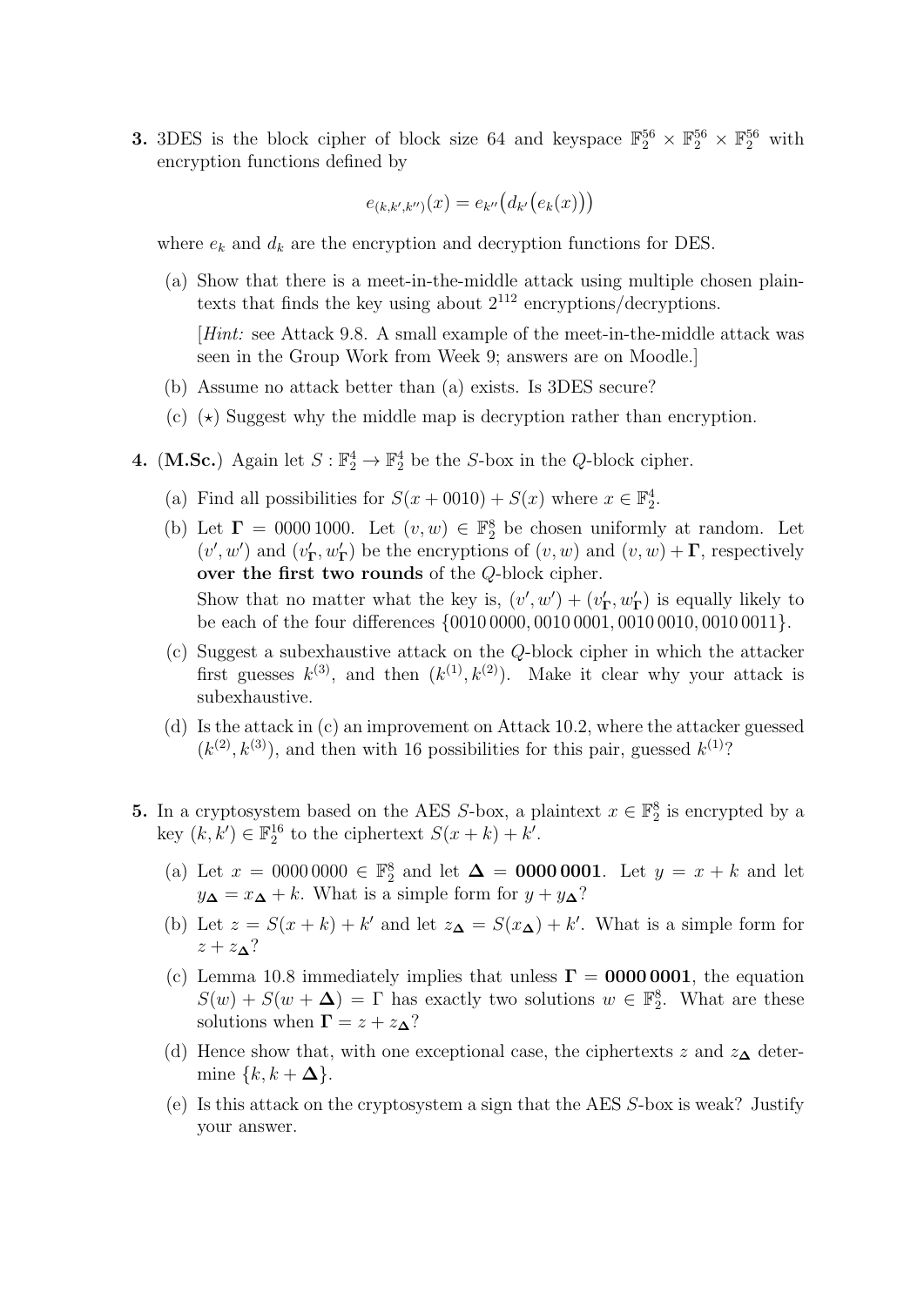**3.** 3DES is the block cipher of block size 64 and keyspace $\mathbb{F}_2^{56} \times \mathbb{F}_2^{56} \times \mathbb{F}_2^{56}$ with encryption functions defined by

$$e_{(k,k',k'')}(x) = e_{k''}\big(d_{k'}\big(e_k(x)\big)\big)$$

where $e_k$ and $d_k$ are the encryption and decryption functions for DES.

(a) Show that there is a meet-in-the-middle attack using multiple chosen plaintexts that finds the key using about $2^{112}$ encryptions/decryptions.

[*Hint:* see Attack 9.8. A small example of the meet-in-the-middle attack was seen in the Group Work from Week 9; answers are on Moodle.]

(b) Assume no attack better than (a) exists. Is 3DES secure?

(c) ($\star$) Suggest why the middle map is decryption rather than encryption.

**4.** (**M.Sc.**) Again let $S : \mathbb{F}_2^4 \to \mathbb{F}_2^4$ be the $S$-box in the $Q$-block cipher.

(a) Find all possibilities for $S(x + 0010) + S(x)$ where $x \in \mathbb{F}_2^4$.

(b) Let $\mathbf{\Gamma} = 0000\,1000$. Let $(v, w) \in \mathbb{F}_2^8$ be chosen uniformly at random. Let $(v', w')$ and $(v'_{\mathbf{\Gamma}}, w'_{\mathbf{\Gamma}})$ be the encryptions of $(v, w)$ and $(v, w) + \mathbf{\Gamma}$, respectively **over the first two rounds** of the $Q$-block cipher.

Show that no matter what the key is, $(v', w') + (v'_{\mathbf{\Gamma}}, w'_{\mathbf{\Gamma}})$ is equally likely to be each of the four differences $\{0010\,0000, 0010\,0001, 0010\,0010, 0010\,0011\}$.

(c) Suggest a subexhaustive attack on the $Q$-block cipher in which the attacker first guesses $k^{(3)}$, and then $(k^{(1)}, k^{(2)})$. Make it clear why your attack is subexhaustive.

(d) Is the attack in (c) an improvement on Attack 10.2, where the attacker guessed $(k^{(2)}, k^{(3)})$, and then with 16 possibilities for this pair, guessed $k^{(1)}$?

**5.** In a cryptosystem based on the AES $S$-box, a plaintext $x \in \mathbb{F}_2^8$ is encrypted by a key $(k, k') \in \mathbb{F}_2^{16}$ to the ciphertext $S(x + k) + k'$.

(a) Let $x = 0000\,0000 \in \mathbb{F}_2^8$ and let $\mathbf{\Delta} = \mathbf{0000\,0001}$. Let $y = x + k$ and let $y_{\mathbf{\Delta}} = x_{\mathbf{\Delta}} + k$. What is a simple form for $y + y_{\mathbf{\Delta}}$?

(b) Let $z = S(x + k) + k'$ and let $z_{\mathbf{\Delta}} = S(x_{\mathbf{\Delta}}) + k'$. What is a simple form for $z + z_{\mathbf{\Delta}}$?

(c) Lemma 10.8 immediately implies that unless $\mathbf{\Gamma} = \mathbf{0000\,0001}$, the equation $S(w) + S(w + \mathbf{\Delta}) = \Gamma$ has exactly two solutions $w \in \mathbb{F}_2^8$. What are these solutions when $\mathbf{\Gamma} = z + z_{\mathbf{\Delta}}$?

(d) Hence show that, with one exceptional case, the ciphertexts $z$ and $z_{\mathbf{\Delta}}$ determine $\{k, k + \mathbf{\Delta}\}$.

(e) Is this attack on the cryptosystem a sign that the AES $S$-box is weak? Justify your answer.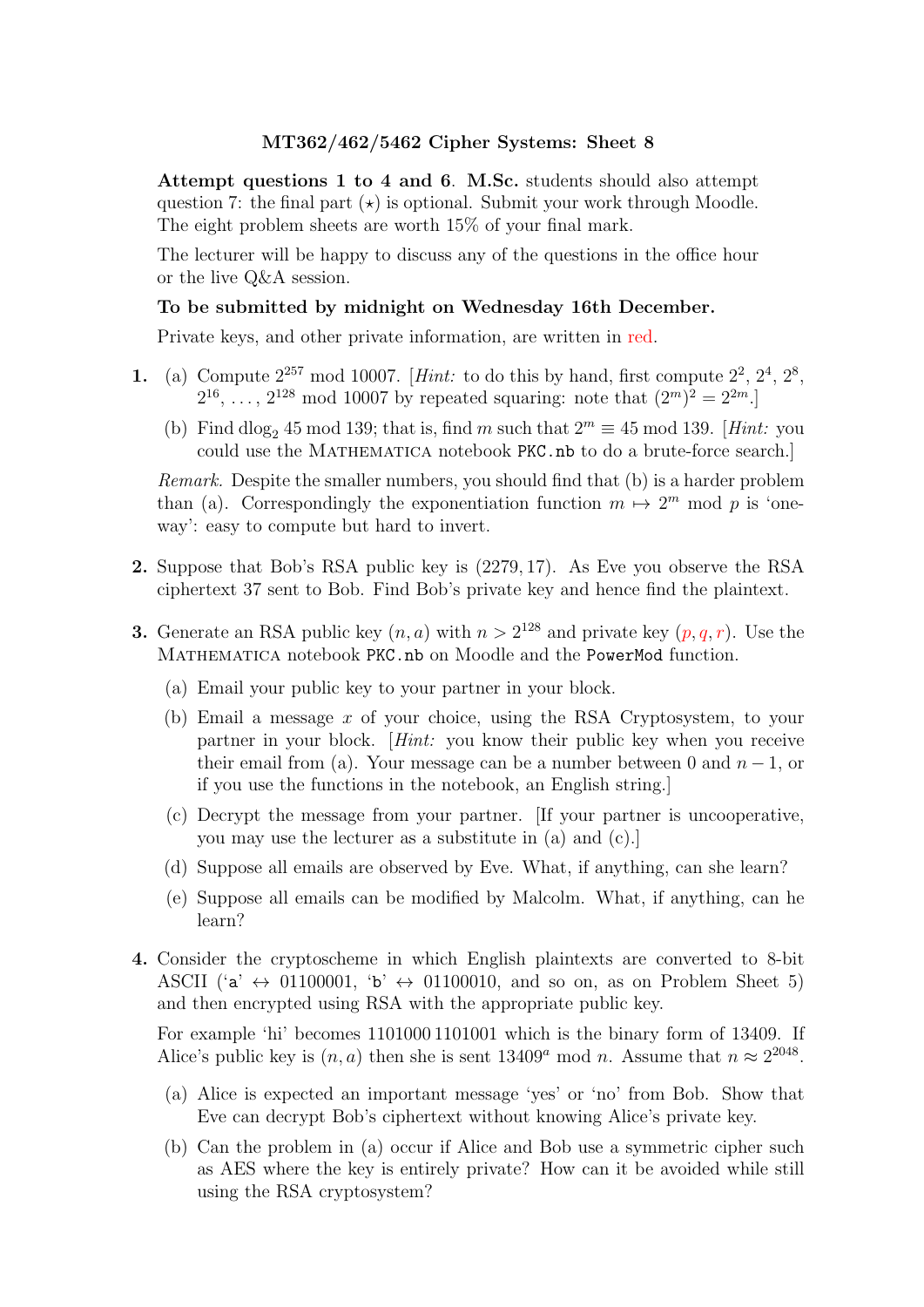## MT362/462/5462 Cipher Systems: Sheet 8

**Attempt questions 1 to 4 and 6**. **M.Sc.** students should also attempt question 7: the final part ($\star$) is optional. Submit your work through Moodle. The eight problem sheets are worth 15% of your final mark.

The lecturer will be happy to discuss any of the questions in the office hour or the live Q&A session.

**To be submitted by midnight on Wednesday 16th December.**

Private keys, and other private information, are written in red.

**1.** (a) Compute $2^{257}$ mod 10007. [*Hint:* to do this by hand, first compute $2^2$, $2^4$, $2^8$, $2^{16}$, ..., $2^{128}$ mod 10007 by repeated squaring: note that $(2^m)^2 = 2^{2m}$.]

(b) Find $\text{dlog}_2\, 45$ mod 139; that is, find $m$ such that $2^m \equiv 45$ mod 139. [*Hint:* you could use the MATHEMATICA notebook `PKC.nb` to do a brute-force search.]

*Remark.* Despite the smaller numbers, you should find that (b) is a harder problem than (a). Correspondingly the exponentiation function $m \mapsto 2^m$ mod $p$ is 'one-way': easy to compute but hard to invert.

**2.** Suppose that Bob's RSA public key is $(2279, 17)$. As Eve you observe the RSA ciphertext 37 sent to Bob. Find Bob's private key and hence find the plaintext.

**3.** Generate an RSA public key $(n, a)$ with $n > 2^{128}$ and private key $(p, q, r)$. Use the MATHEMATICA notebook `PKC.nb` on Moodle and the `PowerMod` function.

(a) Email your public key to your partner in your block.

(b) Email a message $x$ of your choice, using the RSA Cryptosystem, to your partner in your block. [*Hint:* you know their public key when you receive their email from (a). Your message can be a number between 0 and $n - 1$, or if you use the functions in the notebook, an English string.]

(c) Decrypt the message from your partner. [If your partner is uncooperative, you may use the lecturer as a substitute in (a) and (c).]

(d) Suppose all emails are observed by Eve. What, if anything, can she learn?

(e) Suppose all emails can be modified by Malcolm. What, if anything, can he learn?

**4.** Consider the cryptoscheme in which English plaintexts are converted to 8-bit ASCII ('a' $\leftrightarrow$ 01100001, 'b' $\leftrightarrow$ 01100010, and so on, as on Problem Sheet 5) and then encrypted using RSA with the appropriate public key.

For example 'hi' becomes 1101000 1101001 which is the binary form of 13409. If Alice's public key is $(n, a)$ then she is sent $13409^a$ mod $n$. Assume that $n \approx 2^{2048}$.

(a) Alice is expected an important message 'yes' or 'no' from Bob. Show that Eve can decrypt Bob's ciphertext without knowing Alice's private key.

(b) Can the problem in (a) occur if Alice and Bob use a symmetric cipher such as AES where the key is entirely private? How can it be avoided while still using the RSA cryptosystem?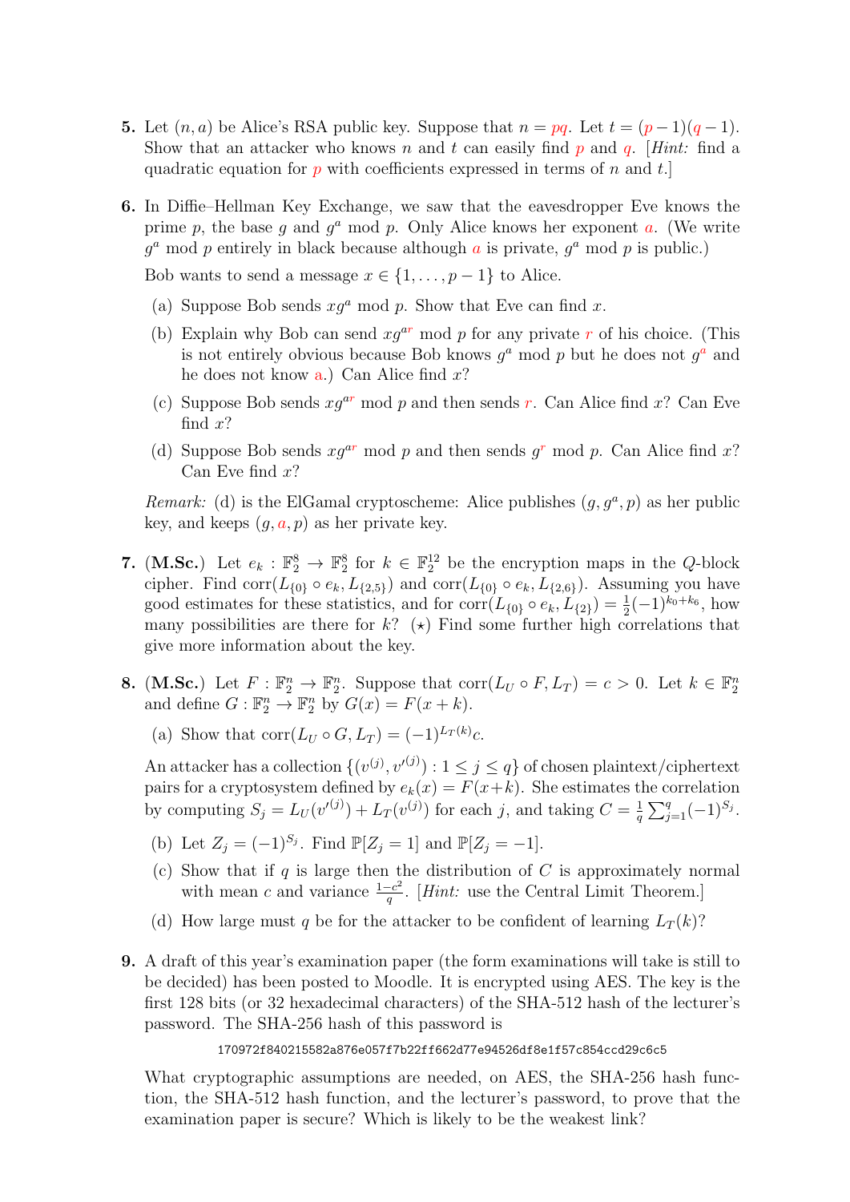**5.** Let $(n, a)$ be Alice's RSA public key. Suppose that $n = pq$. Let $t = (p-1)(q-1)$. Show that an attacker who knows $n$ and $t$ can easily find $p$ and $q$. [*Hint:* find a quadratic equation for $p$ with coefficients expressed in terms of $n$ and $t$.]

**6.** In Diffie–Hellman Key Exchange, we saw that the eavesdropper Eve knows the prime $p$, the base $g$ and $g^a \bmod p$. Only Alice knows her exponent $a$. (We write $g^a \bmod p$ entirely in black because although $a$ is private, $g^a \bmod p$ is public.)

Bob wants to send a message $x \in \{1, \ldots, p-1\}$ to Alice.

(a) Suppose Bob sends $xg^a \bmod p$. Show that Eve can find $x$.

(b) Explain why Bob can send $xg^{ar} \bmod p$ for any private $r$ of his choice. (This is not entirely obvious because Bob knows $g^a \bmod p$ but he does not $g^a$ and he does not know $a$.) Can Alice find $x$?

(c) Suppose Bob sends $xg^{ar} \bmod p$ and then sends $r$. Can Alice find $x$? Can Eve find $x$?

(d) Suppose Bob sends $xg^{ar} \bmod p$ and then sends $g^r \bmod p$. Can Alice find $x$? Can Eve find $x$?

*Remark:* (d) is the ElGamal cryptoscheme: Alice publishes $(g, g^a, p)$ as her public key, and keeps $(g, a, p)$ as her private key.

**7.** **(M.Sc.)** Let $e_k : \mathbb{F}_2^8 \to \mathbb{F}_2^8$ for $k \in \mathbb{F}_2^{12}$ be the encryption maps in the $Q$-block cipher. Find $\operatorname{corr}(L_{\{0\}} \circ e_k, L_{\{2,5\}})$ and $\operatorname{corr}(L_{\{0\}} \circ e_k, L_{\{2,6\}})$. Assuming you have good estimates for these statistics, and for $\operatorname{corr}(L_{\{0\}} \circ e_k, L_{\{2\}}) = \frac{1}{2}(-1)^{k_0+k_6}$, how many possibilities are there for $k$? $(\star)$ Find some further high correlations that give more information about the key.

**8.** **(M.Sc.)** Let $F : \mathbb{F}_2^n \to \mathbb{F}_2^n$. Suppose that $\operatorname{corr}(L_U \circ F, L_T) = c > 0$. Let $k \in \mathbb{F}_2^n$ and define $G : \mathbb{F}_2^n \to \mathbb{F}_2^n$ by $G(x) = F(x+k)$.

(a) Show that $\operatorname{corr}(L_U \circ G, L_T) = (-1)^{L_T(k)}c$.

An attacker has a collection $\{(v^{(j)}, v'^{(j)}) : 1 \le j \le q\}$ of chosen plaintext/ciphertext pairs for a cryptosystem defined by $e_k(x) = F(x+k)$. She estimates the correlation by computing $S_j = L_U(v'^{(j)}) + L_T(v^{(j)})$ for each $j$, and taking $C = \frac{1}{q}\sum_{j=1}^{q}(-1)^{S_j}$.

(b) Let $Z_j = (-1)^{S_j}$. Find $\mathbb{P}[Z_j = 1]$ and $\mathbb{P}[Z_j = -1]$.

(c) Show that if $q$ is large then the distribution of $C$ is approximately normal with mean $c$ and variance $\frac{1-c^2}{q}$. [*Hint:* use the Central Limit Theorem.]

(d) How large must $q$ be for the attacker to be confident of learning $L_T(k)$?

**9.** A draft of this year's examination paper (the form examinations will take is still to be decided) has been posted to Moodle. It is encrypted using AES. The key is the first 128 bits (or 32 hexadecimal characters) of the SHA-512 hash of the lecturer's password. The SHA-256 hash of this password is

```
170972f840215582a876e057f7b22ff662d77e94526df8e1f57c854ccd29c6c5
```

What cryptographic assumptions are needed, on AES, the SHA-256 hash function, the SHA-512 hash function, and the lecturer's password, to prove that the examination paper is secure? Which is likely to be the weakest link?